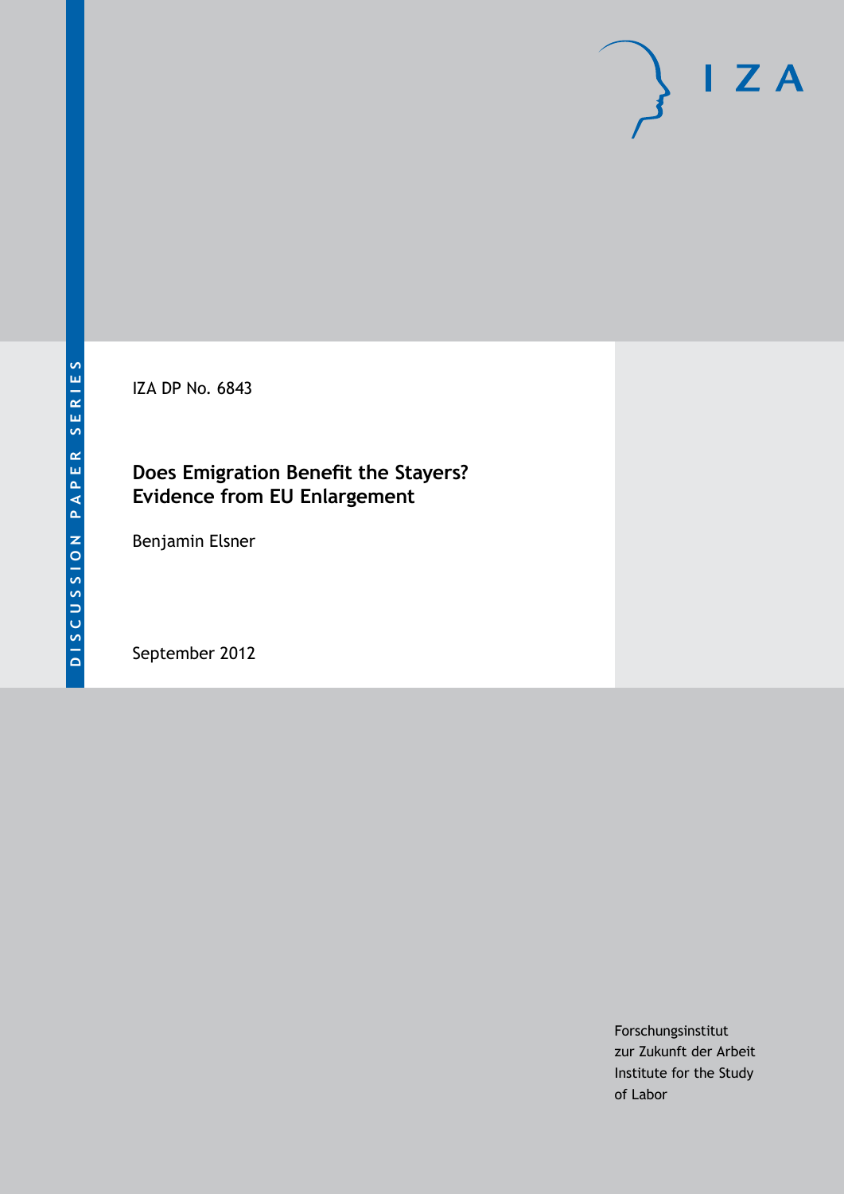DISCUSSION PAPER SERIES

IZA DP No. 6843

# Does Emigration Benefit the Stayers? Evidence from EU Enlargement

Benjamin Elsner

September 2012

Forschungsinstitut
zur Zukunft der Arbeit
Institute for the Study
of Labor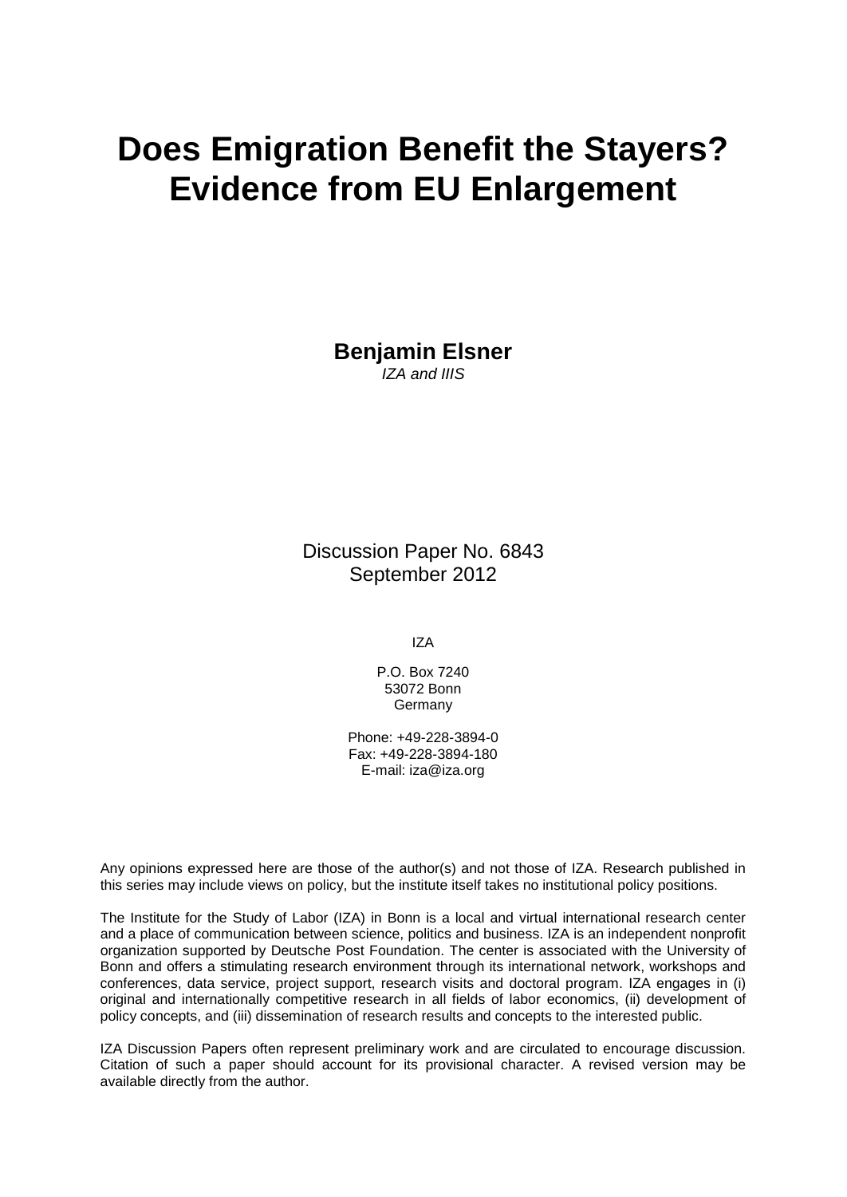# Does Emigration Benefit the Stayers? Evidence from EU Enlargement

**Benjamin Elsner**

*IZA and IIIS*

Discussion Paper No. 6843
September 2012

IZA

P.O. Box 7240
53072 Bonn
Germany

Phone: +49-228-3894-0
Fax: +49-228-3894-180
E-mail: iza@iza.org

Any opinions expressed here are those of the author(s) and not those of IZA. Research published in this series may include views on policy, but the institute itself takes no institutional policy positions.

The Institute for the Study of Labor (IZA) in Bonn is a local and virtual international research center and a place of communication between science, politics and business. IZA is an independent nonprofit organization supported by Deutsche Post Foundation. The center is associated with the University of Bonn and offers a stimulating research environment through its international network, workshops and conferences, data service, project support, research visits and doctoral program. IZA engages in (i) original and internationally competitive research in all fields of labor economics, (ii) development of policy concepts, and (iii) dissemination of research results and concepts to the interested public.

IZA Discussion Papers often represent preliminary work and are circulated to encourage discussion. Citation of such a paper should account for its provisional character. A revised version may be available directly from the author.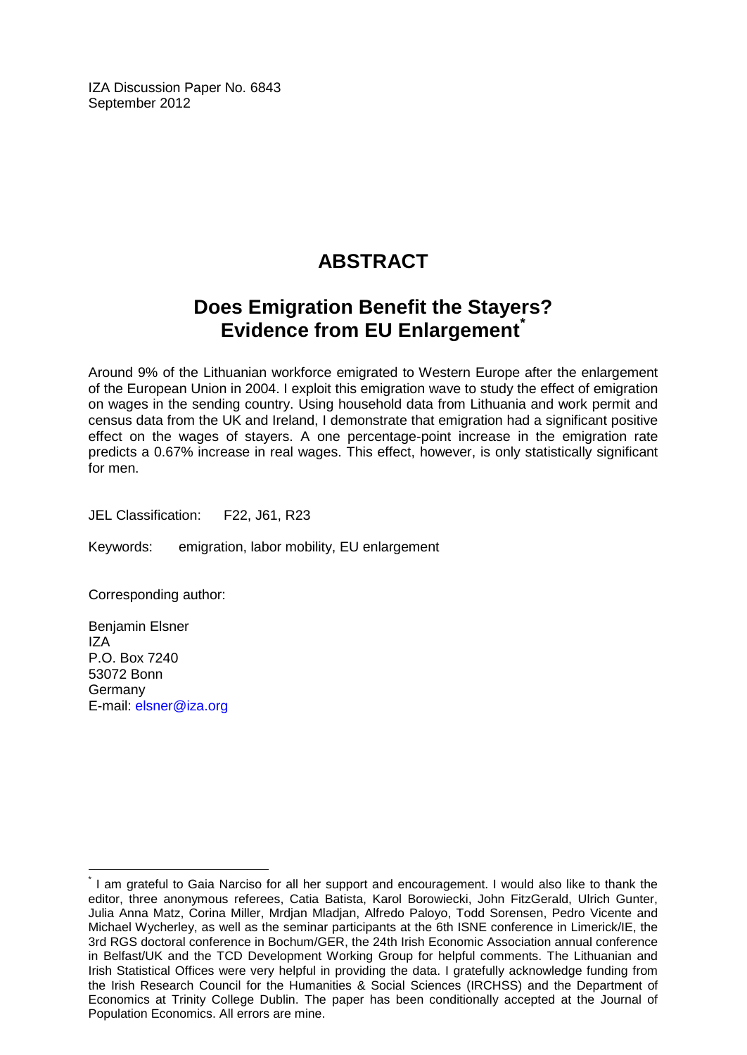IZA Discussion Paper No. 6843
September 2012

# ABSTRACT

## Does Emigration Benefit the Stayers? Evidence from EU Enlargement*

Around 9% of the Lithuanian workforce emigrated to Western Europe after the enlargement of the European Union in 2004. I exploit this emigration wave to study the effect of emigration on wages in the sending country. Using household data from Lithuania and work permit and census data from the UK and Ireland, I demonstrate that emigration had a significant positive effect on the wages of stayers. A one percentage-point increase in the emigration rate predicts a 0.67% increase in real wages. This effect, however, is only statistically significant for men.

JEL Classification: F22, J61, R23

Keywords: emigration, labor mobility, EU enlargement

Corresponding author:

Benjamin Elsner
IZA
P.O. Box 7240
53072 Bonn
Germany
E-mail: elsner@iza.org

---

* I am grateful to Gaia Narciso for all her support and encouragement. I would also like to thank the editor, three anonymous referees, Catia Batista, Karol Borowiecki, John FitzGerald, Ulrich Gunter, Julia Anna Matz, Corina Miller, Mrdjan Mladjan, Alfredo Paloyo, Todd Sorensen, Pedro Vicente and Michael Wycherley, as well as the seminar participants at the 6th ISNE conference in Limerick/IE, the 3rd RGS doctoral conference in Bochum/GER, the 24th Irish Economic Association annual conference in Belfast/UK and the TCD Development Working Group for helpful comments. The Lithuanian and Irish Statistical Offices were very helpful in providing the data. I gratefully acknowledge funding from the Irish Research Council for the Humanities & Social Sciences (IRCHSS) and the Department of Economics at Trinity College Dublin. The paper has been conditionally accepted at the Journal of Population Economics. All errors are mine.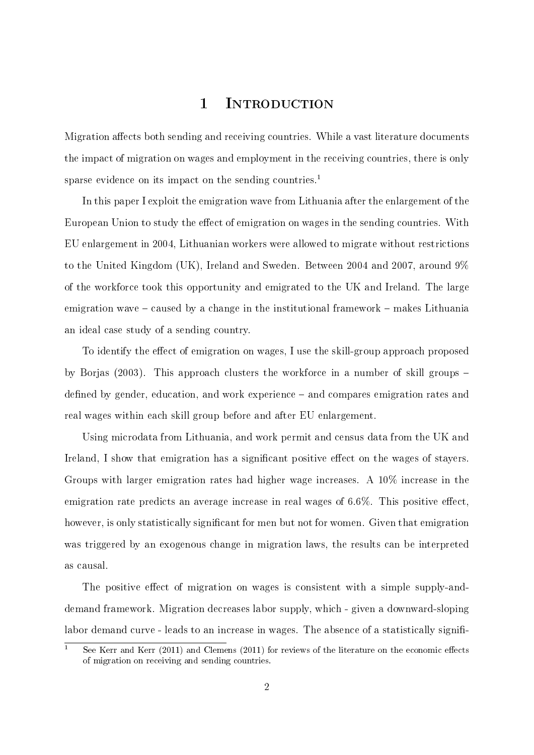# 1 Introduction

Migration affects both sending and receiving countries. While a vast literature documents the impact of migration on wages and employment in the receiving countries, there is only sparse evidence on its impact on the sending countries.[1]

In this paper I exploit the emigration wave from Lithuania after the enlargement of the European Union to study the effect of emigration on wages in the sending countries. With EU enlargement in 2004, Lithuanian workers were allowed to migrate without restrictions to the United Kingdom (UK), Ireland and Sweden. Between 2004 and 2007, around 9% of the workforce took this opportunity and emigrated to the UK and Ireland. The large emigration wave – caused by a change in the institutional framework – makes Lithuania an ideal case study of a sending country.

To identify the effect of emigration on wages, I use the skill-group approach proposed by Borjas (2003). This approach clusters the workforce in a number of skill groups – defined by gender, education, and work experience – and compares emigration rates and real wages within each skill group before and after EU enlargement.

Using microdata from Lithuania, and work permit and census data from the UK and Ireland, I show that emigration has a significant positive effect on the wages of stayers. Groups with larger emigration rates had higher wage increases. A 10% increase in the emigration rate predicts an average increase in real wages of 6.6%. This positive effect, however, is only statistically significant for men but not for women. Given that emigration was triggered by an exogenous change in migration laws, the results can be interpreted as causal.

The positive effect of migration on wages is consistent with a simple supply-and-demand framework. Migration decreases labor supply, which - given a downward-sloping labor demand curve - leads to an increase in wages. The absence of a statistically signifi-

[1] See Kerr and Kerr (2011) and Clemens (2011) for reviews of the literature on the economic effects of migration on receiving and sending countries.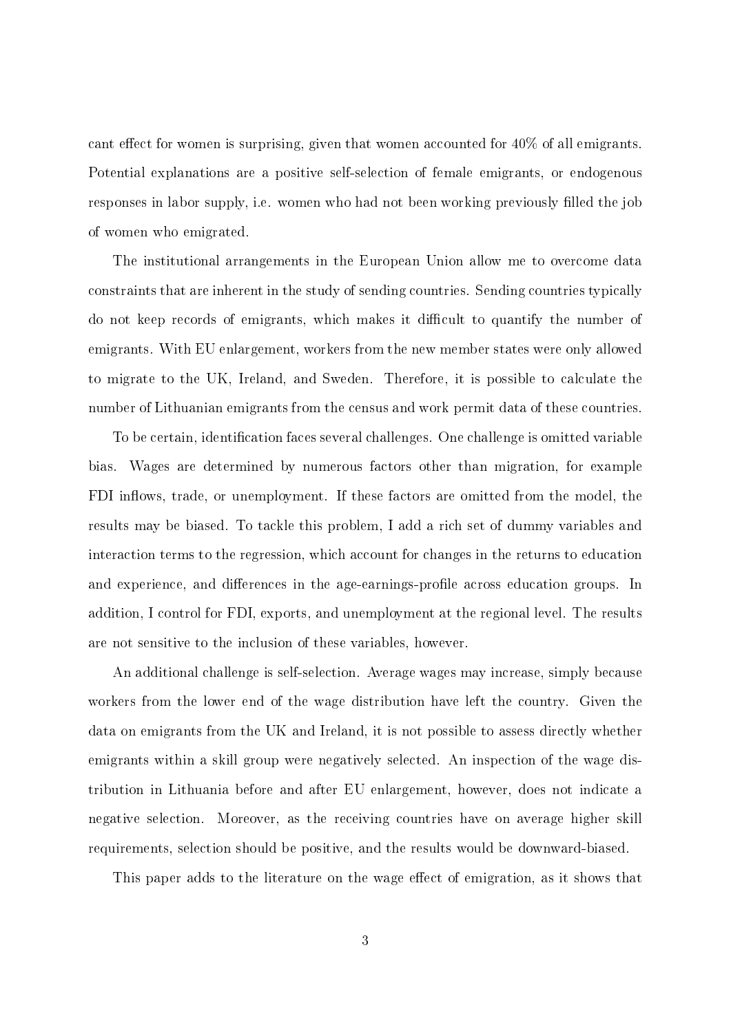cant effect for women is surprising, given that women accounted for 40% of all emigrants. Potential explanations are a positive self-selection of female emigrants, or endogenous responses in labor supply, i.e. women who had not been working previously filled the job of women who emigrated.

The institutional arrangements in the European Union allow me to overcome data constraints that are inherent in the study of sending countries. Sending countries typically do not keep records of emigrants, which makes it difficult to quantify the number of emigrants. With EU enlargement, workers from the new member states were only allowed to migrate to the UK, Ireland, and Sweden. Therefore, it is possible to calculate the number of Lithuanian emigrants from the census and work permit data of these countries.

To be certain, identification faces several challenges. One challenge is omitted variable bias. Wages are determined by numerous factors other than migration, for example FDI inflows, trade, or unemployment. If these factors are omitted from the model, the results may be biased. To tackle this problem, I add a rich set of dummy variables and interaction terms to the regression, which account for changes in the returns to education and experience, and differences in the age-earnings-profile across education groups. In addition, I control for FDI, exports, and unemployment at the regional level. The results are not sensitive to the inclusion of these variables, however.

An additional challenge is self-selection. Average wages may increase, simply because workers from the lower end of the wage distribution have left the country. Given the data on emigrants from the UK and Ireland, it is not possible to assess directly whether emigrants within a skill group were negatively selected. An inspection of the wage distribution in Lithuania before and after EU enlargement, however, does not indicate a negative selection. Moreover, as the receiving countries have on average higher skill requirements, selection should be positive, and the results would be downward-biased.

This paper adds to the literature on the wage effect of emigration, as it shows that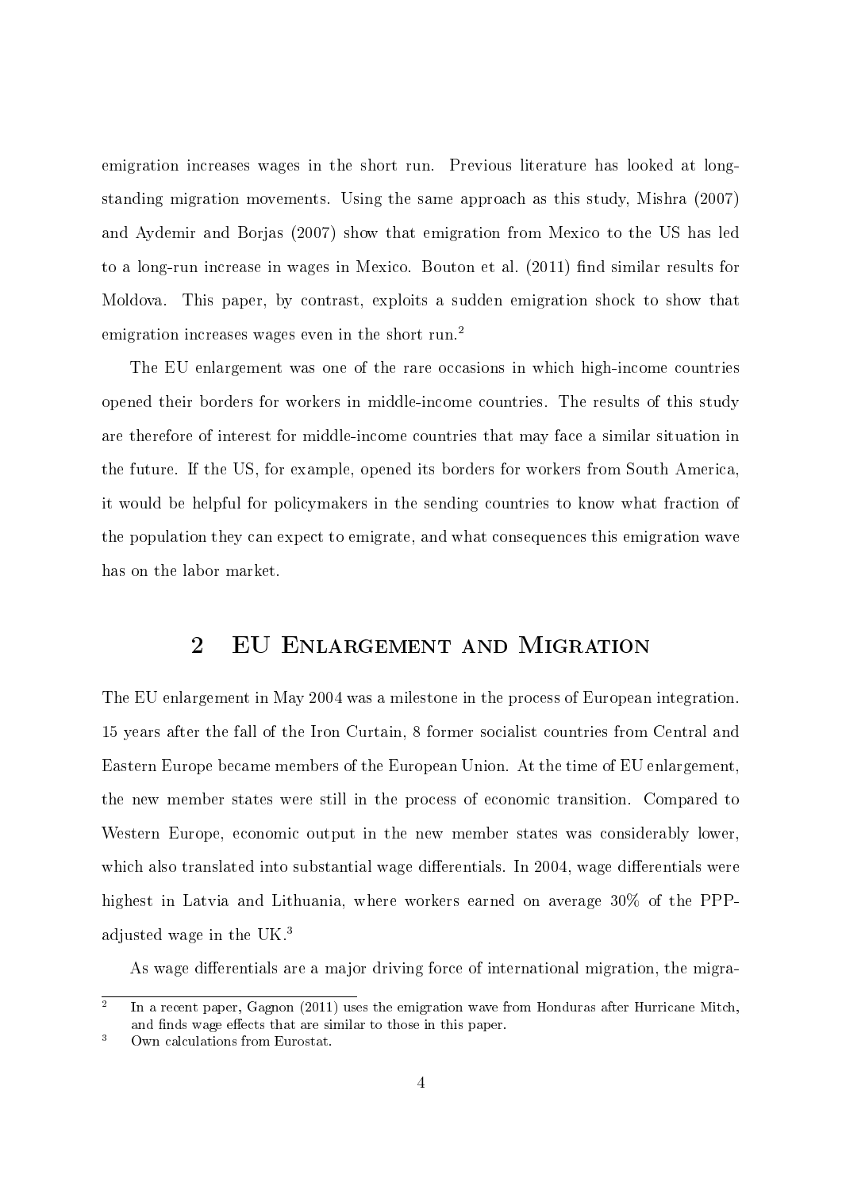emigration increases wages in the short run. Previous literature has looked at long-standing migration movements. Using the same approach as this study, Mishra (2007) and Aydemir and Borjas (2007) show that emigration from Mexico to the US has led to a long-run increase in wages in Mexico. Bouton et al. (2011) find similar results for Moldova. This paper, by contrast, exploits a sudden emigration shock to show that emigration increases wages even in the short run.[2]

The EU enlargement was one of the rare occasions in which high-income countries opened their borders for workers in middle-income countries. The results of this study are therefore of interest for middle-income countries that may face a similar situation in the future. If the US, for example, opened its borders for workers from South America, it would be helpful for policymakers in the sending countries to know what fraction of the population they can expect to emigrate, and what consequences this emigration wave has on the labor market.

## 2 EU Enlargement and Migration

The EU enlargement in May 2004 was a milestone in the process of European integration. 15 years after the fall of the Iron Curtain, 8 former socialist countries from Central and Eastern Europe became members of the European Union. At the time of EU enlargement, the new member states were still in the process of economic transition. Compared to Western Europe, economic output in the new member states was considerably lower, which also translated into substantial wage differentials. In 2004, wage differentials were highest in Latvia and Lithuania, where workers earned on average 30% of the PPP-adjusted wage in the UK.[3]

As wage differentials are a major driving force of international migration, the migra-

[2] In a recent paper, Gagnon (2011) uses the emigration wave from Honduras after Hurricane Mitch, and finds wage effects that are similar to those in this paper.

[3] Own calculations from Eurostat.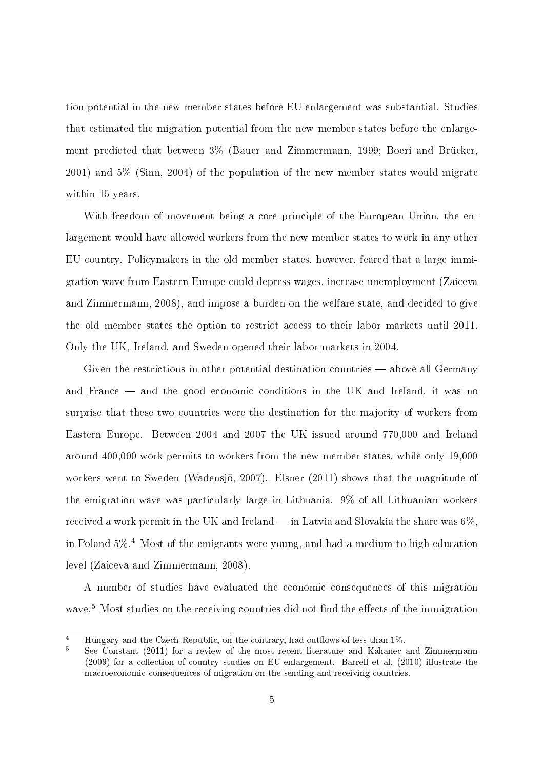tion potential in the new member states before EU enlargement was substantial. Studies that estimated the migration potential from the new member states before the enlargement predicted that between 3% (Bauer and Zimmermann, 1999; Boeri and Brücker, 2001) and 5% (Sinn, 2004) of the population of the new member states would migrate within 15 years.

With freedom of movement being a core principle of the European Union, the enlargement would have allowed workers from the new member states to work in any other EU country. Policymakers in the old member states, however, feared that a large immigration wave from Eastern Europe could depress wages, increase unemployment (Zaiceva and Zimmermann, 2008), and impose a burden on the welfare state, and decided to give the old member states the option to restrict access to their labor markets until 2011. Only the UK, Ireland, and Sweden opened their labor markets in 2004.

Given the restrictions in other potential destination countries — above all Germany and France — and the good economic conditions in the UK and Ireland, it was no surprise that these two countries were the destination for the majority of workers from Eastern Europe. Between 2004 and 2007 the UK issued around 770,000 and Ireland around 400,000 work permits to workers from the new member states, while only 19,000 workers went to Sweden (Wadensjö, 2007). Elsner (2011) shows that the magnitude of the emigration wave was particularly large in Lithuania. 9% of all Lithuanian workers received a work permit in the UK and Ireland — in Latvia and Slovakia the share was 6%, in Poland 5%.[4] Most of the emigrants were young, and had a medium to high education level (Zaiceva and Zimmermann, 2008).

A number of studies have evaluated the economic consequences of this migration wave.[5] Most studies on the receiving countries did not find the effects of the immigration

---

[4] Hungary and the Czech Republic, on the contrary, had outflows of less than 1%.

[5] See Constant (2011) for a review of the most recent literature and Kahanec and Zimmermann (2009) for a collection of country studies on EU enlargement. Barrell et al. (2010) illustrate the macroeconomic consequences of migration on the sending and receiving countries.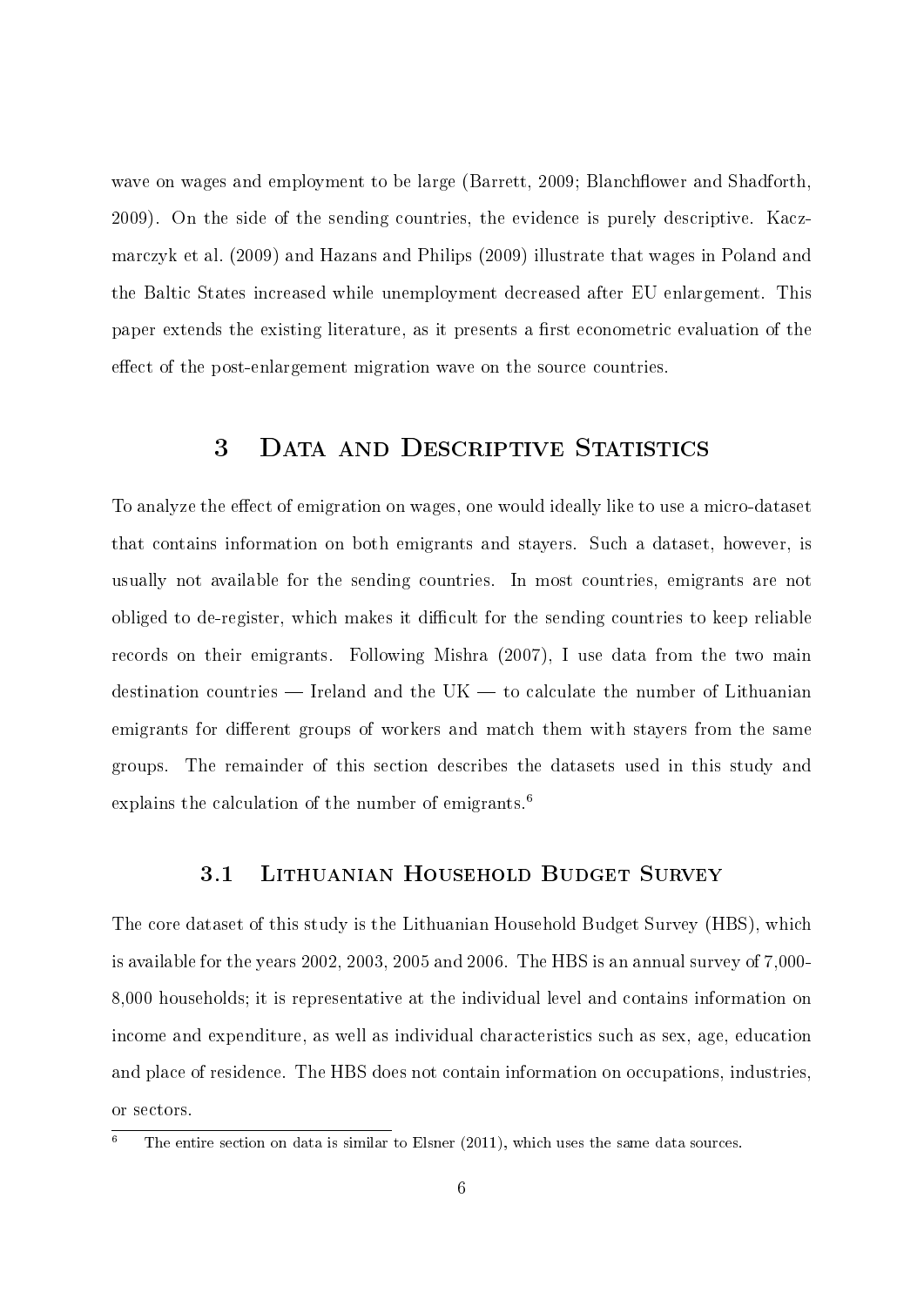wave on wages and employment to be large (Barrett, 2009; Blanchflower and Shadforth, 2009). On the side of the sending countries, the evidence is purely descriptive. Kaczmarczyk et al. (2009) and Hazans and Philips (2009) illustrate that wages in Poland and the Baltic States increased while unemployment decreased after EU enlargement. This paper extends the existing literature, as it presents a first econometric evaluation of the effect of the post-enlargement migration wave on the source countries.

## 3 Data and Descriptive Statistics

To analyze the effect of emigration on wages, one would ideally like to use a micro-dataset that contains information on both emigrants and stayers. Such a dataset, however, is usually not available for the sending countries. In most countries, emigrants are not obliged to de-register, which makes it difficult for the sending countries to keep reliable records on their emigrants. Following Mishra (2007), I use data from the two main destination countries — Ireland and the UK — to calculate the number of Lithuanian emigrants for different groups of workers and match them with stayers from the same groups. The remainder of this section describes the datasets used in this study and explains the calculation of the number of emigrants.[6]

### 3.1 Lithuanian Household Budget Survey

The core dataset of this study is the Lithuanian Household Budget Survey (HBS), which is available for the years 2002, 2003, 2005 and 2006. The HBS is an annual survey of 7,000-8,000 households; it is representative at the individual level and contains information on income and expenditure, as well as individual characteristics such as sex, age, education and place of residence. The HBS does not contain information on occupations, industries, or sectors.

[6] The entire section on data is similar to Elsner (2011), which uses the same data sources.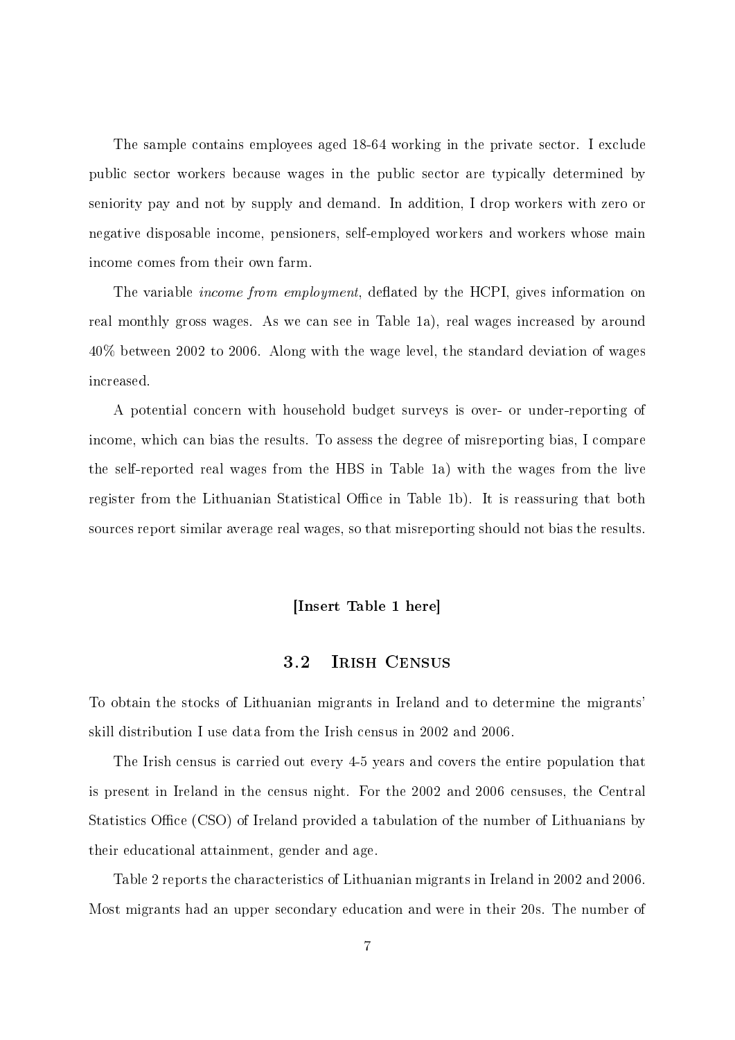The sample contains employees aged 18-64 working in the private sector. I exclude public sector workers because wages in the public sector are typically determined by seniority pay and not by supply and demand. In addition, I drop workers with zero or negative disposable income, pensioners, self-employed workers and workers whose main income comes from their own farm.

The variable *income from employment*, deflated by the HCPI, gives information on real monthly gross wages. As we can see in Table 1a), real wages increased by around 40% between 2002 to 2006. Along with the wage level, the standard deviation of wages increased.

A potential concern with household budget surveys is over- or under-reporting of income, which can bias the results. To assess the degree of misreporting bias, I compare the self-reported real wages from the HBS in Table 1a) with the wages from the live register from the Lithuanian Statistical Office in Table 1b). It is reassuring that both sources report similar average real wages, so that misreporting should not bias the results.

**[Insert Table 1 here]**

### 3.2 Irish Census

To obtain the stocks of Lithuanian migrants in Ireland and to determine the migrants' skill distribution I use data from the Irish census in 2002 and 2006.

The Irish census is carried out every 4-5 years and covers the entire population that is present in Ireland in the census night. For the 2002 and 2006 censuses, the Central Statistics Office (CSO) of Ireland provided a tabulation of the number of Lithuanians by their educational attainment, gender and age.

Table 2 reports the characteristics of Lithuanian migrants in Ireland in 2002 and 2006. Most migrants had an upper secondary education and were in their 20s. The number of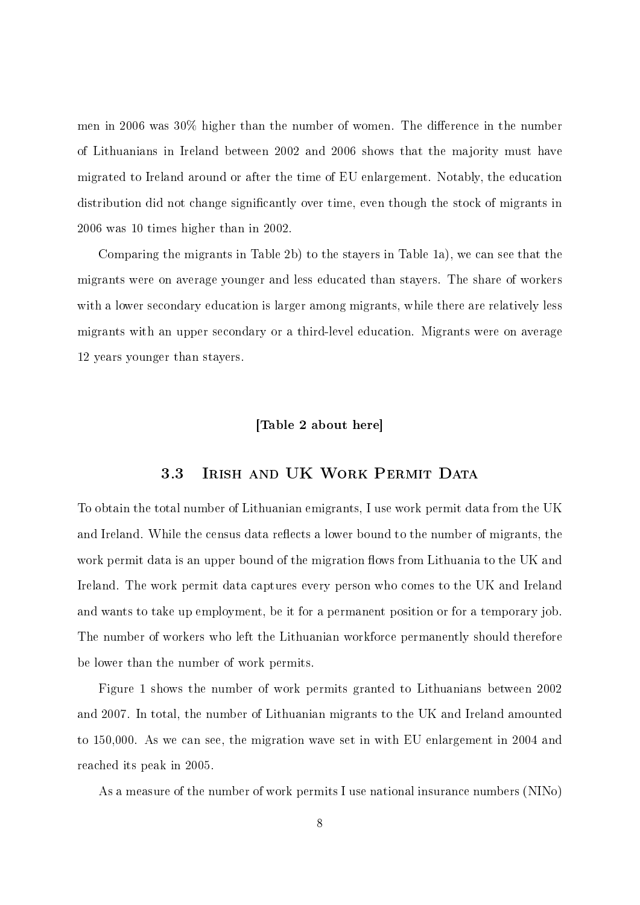men in 2006 was 30% higher than the number of women. The difference in the number of Lithuanians in Ireland between 2002 and 2006 shows that the majority must have migrated to Ireland around or after the time of EU enlargement. Notably, the education distribution did not change significantly over time, even though the stock of migrants in 2006 was 10 times higher than in 2002.

Comparing the migrants in Table 2b) to the stayers in Table 1a), we can see that the migrants were on average younger and less educated than stayers. The share of workers with a lower secondary education is larger among migrants, while there are relatively less migrants with an upper secondary or a third-level education. Migrants were on average 12 years younger than stayers.

**[Table 2 about here]**

### 3.3 Irish and UK Work Permit Data

To obtain the total number of Lithuanian emigrants, I use work permit data from the UK and Ireland. While the census data reflects a lower bound to the number of migrants, the work permit data is an upper bound of the migration flows from Lithuania to the UK and Ireland. The work permit data captures every person who comes to the UK and Ireland and wants to take up employment, be it for a permanent position or for a temporary job. The number of workers who left the Lithuanian workforce permanently should therefore be lower than the number of work permits.

Figure 1 shows the number of work permits granted to Lithuanians between 2002 and 2007. In total, the number of Lithuanian migrants to the UK and Ireland amounted to 150,000. As we can see, the migration wave set in with EU enlargement in 2004 and reached its peak in 2005.

As a measure of the number of work permits I use national insurance numbers (NINo)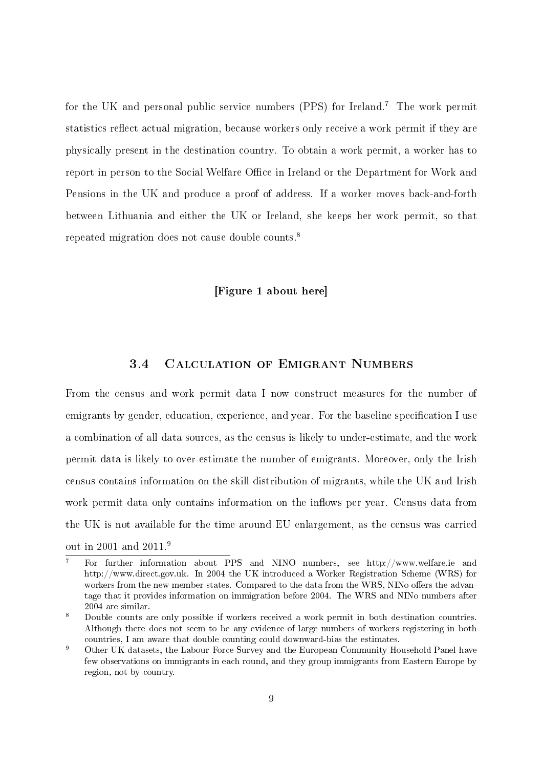for the UK and personal public service numbers (PPS) for Ireland.[7] The work permit statistics reflect actual migration, because workers only receive a work permit if they are physically present in the destination country. To obtain a work permit, a worker has to report in person to the Social Welfare Office in Ireland or the Department for Work and Pensions in the UK and produce a proof of address. If a worker moves back-and-forth between Lithuania and either the UK or Ireland, she keeps her work permit, so that repeated migration does not cause double counts.[8]

**[Figure 1 about here]**

### 3.4 Calculation of Emigrant Numbers

From the census and work permit data I now construct measures for the number of emigrants by gender, education, experience, and year. For the baseline specification I use a combination of all data sources, as the census is likely to under-estimate, and the work permit data is likely to over-estimate the number of emigrants. Moreover, only the Irish census contains information on the skill distribution of migrants, while the UK and Irish work permit data only contains information on the inflows per year. Census data from the UK is not available for the time around EU enlargement, as the census was carried out in 2001 and 2011.[9]

---

[7] For further information about PPS and NINO numbers, see http://www.welfare.ie and http://www.direct.gov.uk. In 2004 the UK introduced a Worker Registration Scheme (WRS) for workers from the new member states. Compared to the data from the WRS, NINo offers the advantage that it provides information on immigration before 2004. The WRS and NINo numbers after 2004 are similar.

[8] Double counts are only possible if workers received a work permit in both destination countries. Although there does not seem to be any evidence of large numbers of workers registering in both countries, I am aware that double counting could downward-bias the estimates.

[9] Other UK datasets, the Labour Force Survey and the European Community Household Panel have few observations on immigrants in each round, and they group immigrants from Eastern Europe by region, not by country.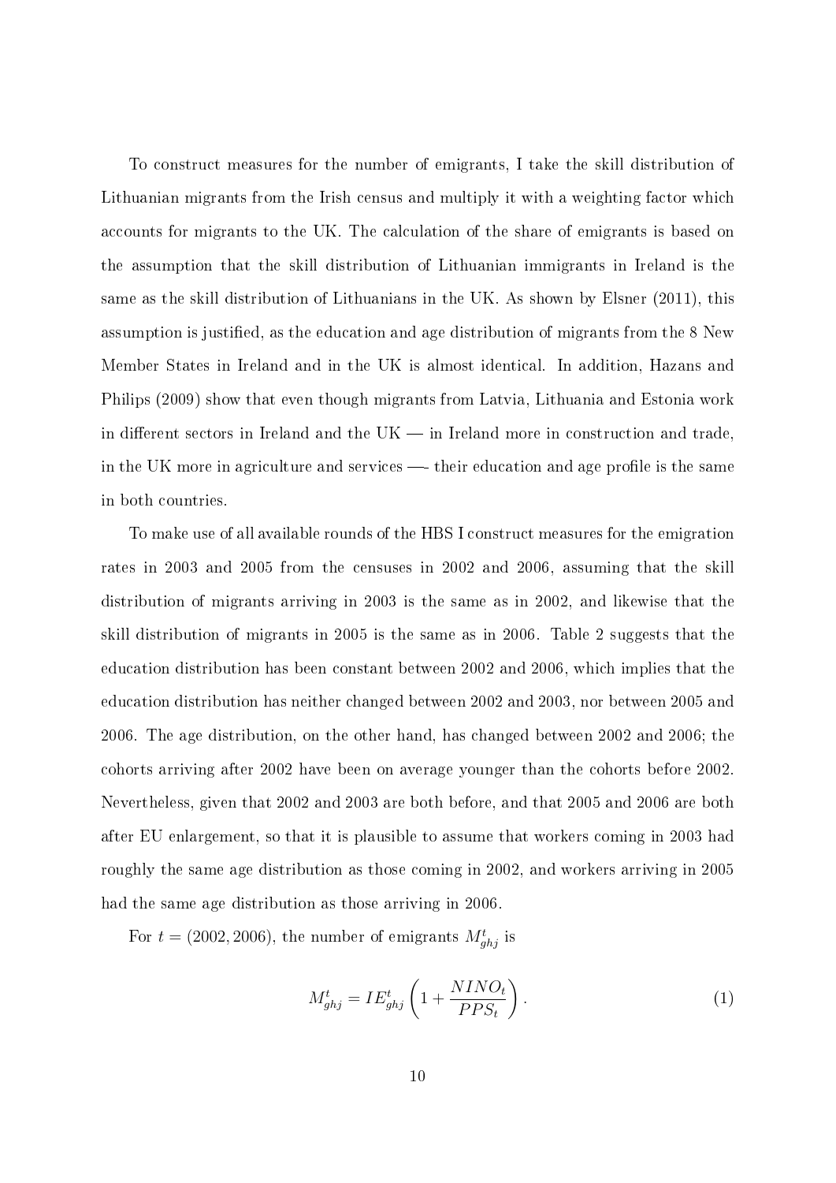To construct measures for the number of emigrants, I take the skill distribution of Lithuanian migrants from the Irish census and multiply it with a weighting factor which accounts for migrants to the UK. The calculation of the share of emigrants is based on the assumption that the skill distribution of Lithuanian immigrants in Ireland is the same as the skill distribution of Lithuanians in the UK. As shown by Elsner (2011), this assumption is justified, as the education and age distribution of migrants from the 8 New Member States in Ireland and in the UK is almost identical. In addition, Hazans and Philips (2009) show that even though migrants from Latvia, Lithuania and Estonia work in different sectors in Ireland and the UK — in Ireland more in construction and trade, in the UK more in agriculture and services —- their education and age profile is the same in both countries.

To make use of all available rounds of the HBS I construct measures for the emigration rates in 2003 and 2005 from the censuses in 2002 and 2006, assuming that the skill distribution of migrants arriving in 2003 is the same as in 2002, and likewise that the skill distribution of migrants in 2005 is the same as in 2006. Table 2 suggests that the education distribution has been constant between 2002 and 2006, which implies that the education distribution has neither changed between 2002 and 2003, nor between 2005 and 2006. The age distribution, on the other hand, has changed between 2002 and 2006; the cohorts arriving after 2002 have been on average younger than the cohorts before 2002. Nevertheless, given that 2002 and 2003 are both before, and that 2005 and 2006 are both after EU enlargement, so that it is plausible to assume that workers coming in 2003 had roughly the same age distribution as those coming in 2002, and workers arriving in 2005 had the same age distribution as those arriving in 2006.

For $t = (2002, 2006)$, the number of emigrants $M^t_{ghj}$ is

$$M^t_{ghj} = IE^t_{ghj}\left(1 + \frac{NINO_t}{PPS_t}\right). \tag{1}$$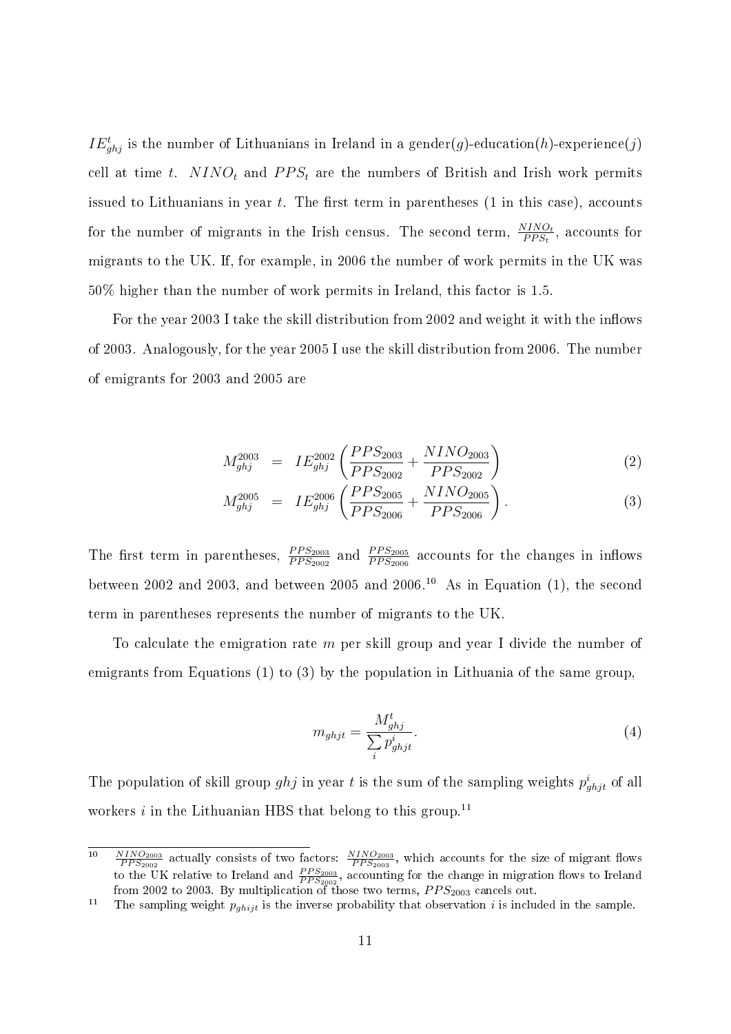$IE^t_{ghj}$ is the number of Lithuanians in Ireland in a gender($g$)-education($h$)-experience($j$) cell at time $t$. $NINO_t$ and $PPS_t$ are the numbers of British and Irish work permits issued to Lithuanians in year $t$. The first term in parentheses (1 in this case), accounts for the number of migrants in the Irish census. The second term, $\frac{NINO_t}{PPS_t}$, accounts for migrants to the UK. If, for example, in 2006 the number of work permits in the UK was 50% higher than the number of work permits in Ireland, this factor is 1.5.

For the year 2003 I take the skill distribution from 2002 and weight it with the inflows of 2003. Analogously, for the year 2005 I use the skill distribution from 2006. The number of emigrants for 2003 and 2005 are

$$M^{2003}_{ghj} = IE^{2002}_{ghj}\left(\frac{PPS_{2003}}{PPS_{2002}} + \frac{NINO_{2003}}{PPS_{2002}}\right) \tag{2}$$

$$M^{2005}_{ghj} = IE^{2006}_{ghj}\left(\frac{PPS_{2005}}{PPS_{2006}} + \frac{NINO_{2005}}{PPS_{2006}}\right). \tag{3}$$

The first term in parentheses, $\frac{PPS_{2003}}{PPS_{2002}}$ and $\frac{PPS_{2005}}{PPS_{2006}}$ accounts for the changes in inflows between 2002 and 2003, and between 2005 and 2006.[10] As in Equation (1), the second term in parentheses represents the number of migrants to the UK.

To calculate the emigration rate $m$ per skill group and year I divide the number of emigrants from Equations (1) to (3) by the population in Lithuania of the same group,

$$m_{ghjt} = \frac{M^t_{ghj}}{\sum\limits_i p^i_{ghjt}}. \tag{4}$$

The population of skill group $ghj$ in year $t$ is the sum of the sampling weights $p^i_{ghjt}$ of all workers $i$ in the Lithuanian HBS that belong to this group.[11]

---

[10] $\frac{NINO_{2003}}{PPS_{2002}}$ actually consists of two factors: $\frac{NINO_{2003}}{PPS_{2003}}$, which accounts for the size of migrant flows to the UK relative to Ireland and $\frac{PPS_{2003}}{PPS_{2002}}$, accounting for the change in migration flows to Ireland from 2002 to 2003. By multiplication of those two terms, $PPS_{2003}$ cancels out.

[11] The sampling weight $p_{ghijt}$ is the inverse probability that observation $i$ is included in the sample.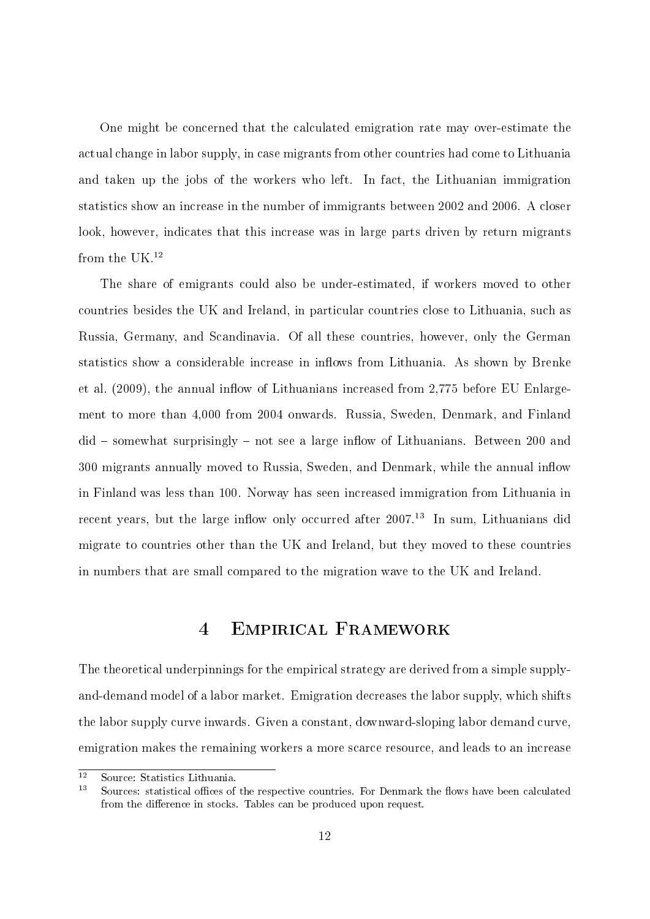One might be concerned that the calculated emigration rate may over-estimate the actual change in labor supply, in case migrants from other countries had come to Lithuania and taken up the jobs of the workers who left. In fact, the Lithuanian immigration statistics show an increase in the number of immigrants between 2002 and 2006. A closer look, however, indicates that this increase was in large parts driven by return migrants from the UK.[12]

The share of emigrants could also be under-estimated, if workers moved to other countries besides the UK and Ireland, in particular countries close to Lithuania, such as Russia, Germany, and Scandinavia. Of all these countries, however, only the German statistics show a considerable increase in inflows from Lithuania. As shown by Brenke et al. (2009), the annual inflow of Lithuanians increased from 2,775 before EU Enlargement to more than 4,000 from 2004 onwards. Russia, Sweden, Denmark, and Finland did – somewhat surprisingly – not see a large inflow of Lithuanians. Between 200 and 300 migrants annually moved to Russia, Sweden, and Denmark, while the annual inflow in Finland was less than 100. Norway has seen increased immigration from Lithuania in recent years, but the large inflow only occurred after 2007.[13] In sum, Lithuanians did migrate to countries other than the UK and Ireland, but they moved to these countries in numbers that are small compared to the migration wave to the UK and Ireland.

# 4 Empirical Framework

The theoretical underpinnings for the empirical strategy are derived from a simple supply-and-demand model of a labor market. Emigration decreases the labor supply, which shifts the labor supply curve inwards. Given a constant, downward-sloping labor demand curve, emigration makes the remaining workers a more scarce resource, and leads to an increase

[12] Source: Statistics Lithuania.

[13] Sources: statistical offices of the respective countries. For Denmark the flows have been calculated from the difference in stocks. Tables can be produced upon request.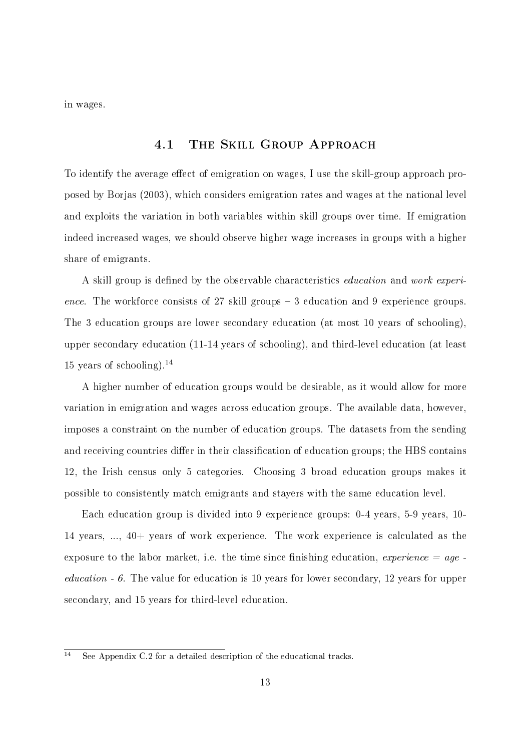in wages.

## 4.1 The Skill Group Approach

To identify the average effect of emigration on wages, I use the skill-group approach proposed by Borjas (2003), which considers emigration rates and wages at the national level and exploits the variation in both variables within skill groups over time. If emigration indeed increased wages, we should observe higher wage increases in groups with a higher share of emigrants.

A skill group is defined by the observable characteristics *education* and *work experience*. The workforce consists of 27 skill groups – 3 education and 9 experience groups. The 3 education groups are lower secondary education (at most 10 years of schooling), upper secondary education (11-14 years of schooling), and third-level education (at least 15 years of schooling).[14]

A higher number of education groups would be desirable, as it would allow for more variation in emigration and wages across education groups. The available data, however, imposes a constraint on the number of education groups. The datasets from the sending and receiving countries differ in their classification of education groups; the HBS contains 12, the Irish census only 5 categories. Choosing 3 broad education groups makes it possible to consistently match emigrants and stayers with the same education level.

Each education group is divided into 9 experience groups: 0-4 years, 5-9 years, 10-14 years, ..., 40+ years of work experience. The work experience is calculated as the exposure to the labor market, i.e. the time since finishing education, *experience = age - education - 6*. The value for education is 10 years for lower secondary, 12 years for upper secondary, and 15 years for third-level education.

[14] See Appendix C.2 for a detailed description of the educational tracks.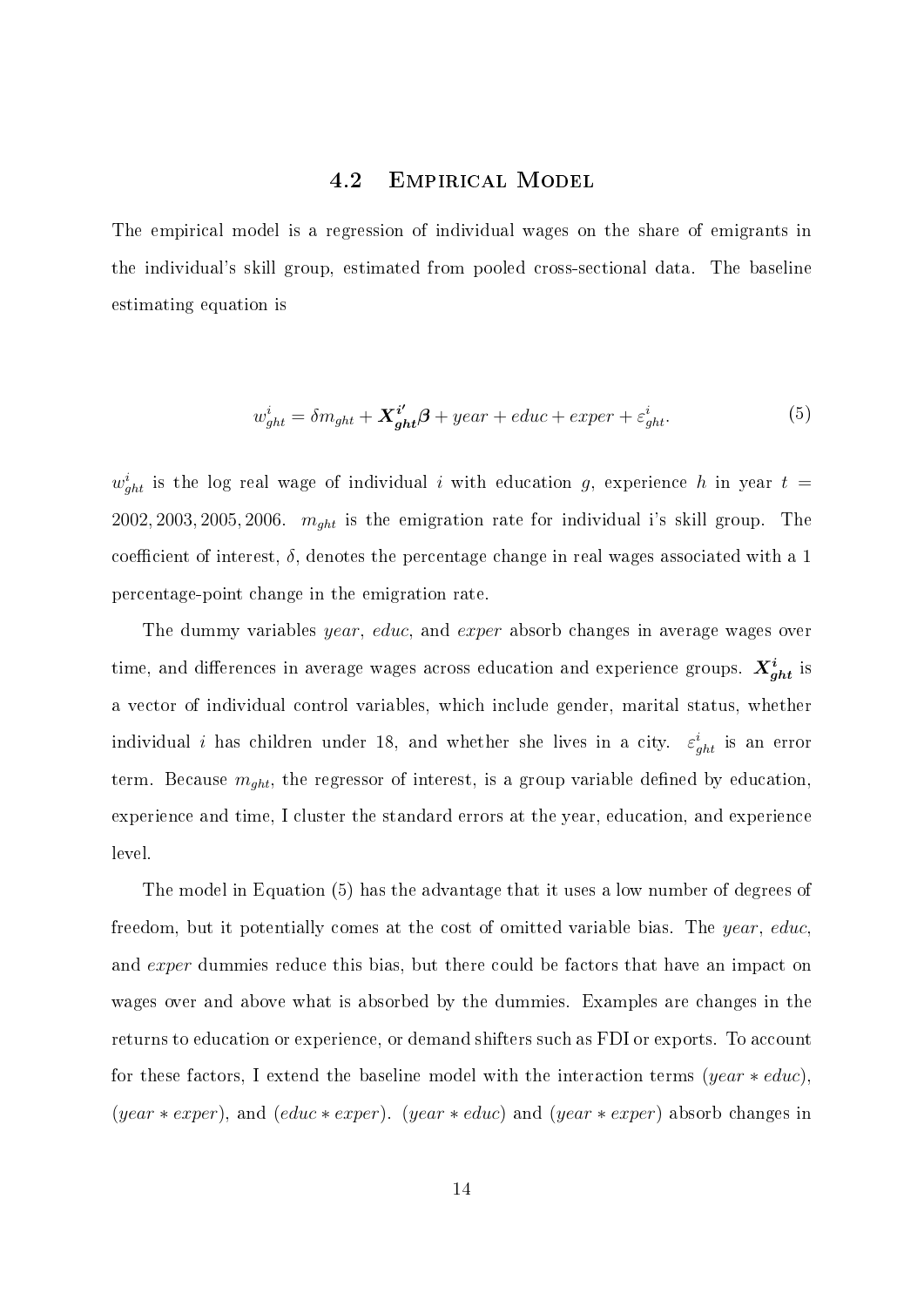### 4.2 Empirical Model

The empirical model is a regression of individual wages on the share of emigrants in the individual's skill group, estimated from pooled cross-sectional data. The baseline estimating equation is

$$w^i_{ght} = \delta m_{ght} + \boldsymbol{X^{i\prime}_{ght}}\boldsymbol{\beta} + year + educ + exper + \varepsilon^i_{ght}. \tag{5}$$

$w^i_{ght}$ is the log real wage of individual $i$ with education $g$, experience $h$ in year $t = 2002, 2003, 2005, 2006$. $m_{ght}$ is the emigration rate for individual i's skill group. The coefficient of interest, $\delta$, denotes the percentage change in real wages associated with a 1 percentage-point change in the emigration rate.

The dummy variables *year*, *educ*, and *exper* absorb changes in average wages over time, and differences in average wages across education and experience groups. $\boldsymbol{X^i_{ght}}$ is a vector of individual control variables, which include gender, marital status, whether individual $i$ has children under 18, and whether she lives in a city. $\varepsilon^i_{ght}$ is an error term. Because $m_{ght}$, the regressor of interest, is a group variable defined by education, experience and time, I cluster the standard errors at the year, education, and experience level.

The model in Equation (5) has the advantage that it uses a low number of degrees of freedom, but it potentially comes at the cost of omitted variable bias. The *year*, *educ*, and *exper* dummies reduce this bias, but there could be factors that have an impact on wages over and above what is absorbed by the dummies. Examples are changes in the returns to education or experience, or demand shifters such as FDI or exports. To account for these factors, I extend the baseline model with the interaction terms ($year * educ$), ($year * exper$), and ($educ * exper$). ($year * educ$) and ($year * exper$) absorb changes in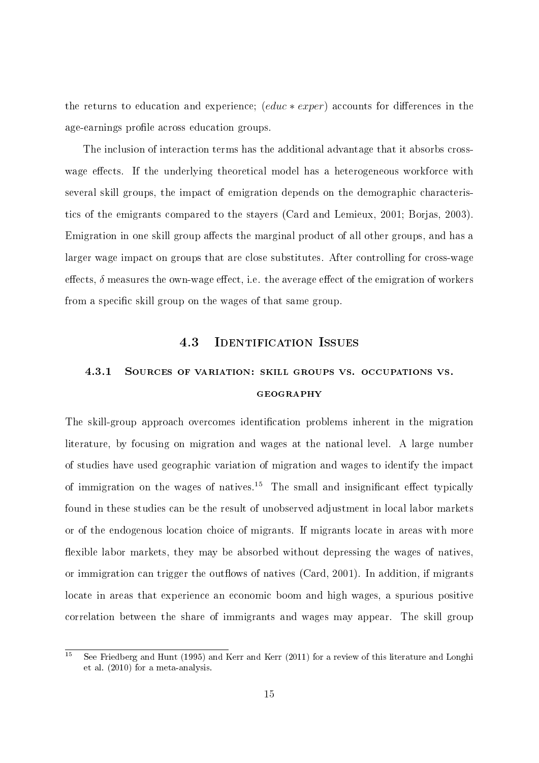the returns to education and experience; $(educ * exper)$ accounts for differences in the age-earnings profile across education groups.

The inclusion of interaction terms has the additional advantage that it absorbs cross-wage effects. If the underlying theoretical model has a heterogeneous workforce with several skill groups, the impact of emigration depends on the demographic characteristics of the emigrants compared to the stayers (Card and Lemieux, 2001; Borjas, 2003). Emigration in one skill group affects the marginal product of all other groups, and has a larger wage impact on groups that are close substitutes. After controlling for cross-wage effects, $\delta$ measures the own-wage effect, i.e. the average effect of the emigration of workers from a specific skill group on the wages of that same group.

## 4.3 Identification Issues

### 4.3.1 Sources of variation: skill groups vs. occupations vs. geography

The skill-group approach overcomes identification problems inherent in the migration literature, by focusing on migration and wages at the national level. A large number of studies have used geographic variation of migration and wages to identify the impact of immigration on the wages of natives.[15] The small and insignificant effect typically found in these studies can be the result of unobserved adjustment in local labor markets or of the endogenous location choice of migrants. If migrants locate in areas with more flexible labor markets, they may be absorbed without depressing the wages of natives, or immigration can trigger the outflows of natives (Card, 2001). In addition, if migrants locate in areas that experience an economic boom and high wages, a spurious positive correlation between the share of immigrants and wages may appear. The skill group

[15] See Friedberg and Hunt (1995) and Kerr and Kerr (2011) for a review of this literature and Longhi et al. (2010) for a meta-analysis.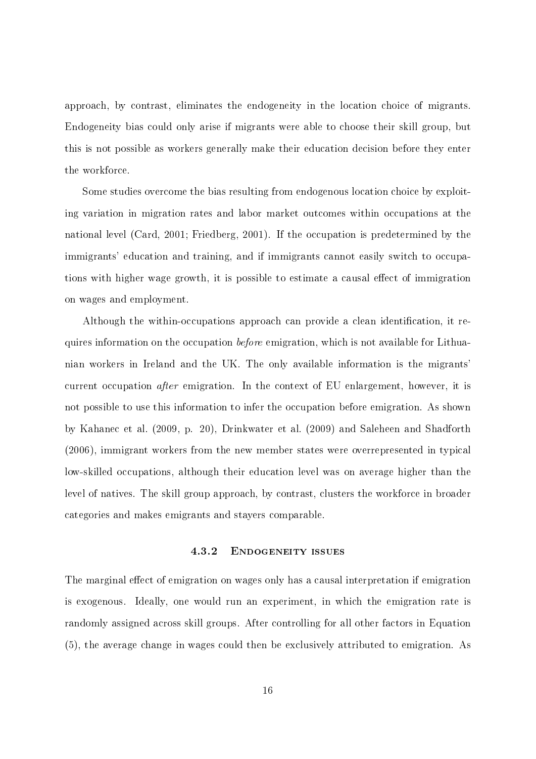approach, by contrast, eliminates the endogeneity in the location choice of migrants. Endogeneity bias could only arise if migrants were able to choose their skill group, but this is not possible as workers generally make their education decision before they enter the workforce.

Some studies overcome the bias resulting from endogenous location choice by exploiting variation in migration rates and labor market outcomes within occupations at the national level (Card, 2001; Friedberg, 2001). If the occupation is predetermined by the immigrants' education and training, and if immigrants cannot easily switch to occupations with higher wage growth, it is possible to estimate a causal effect of immigration on wages and employment.

Although the within-occupations approach can provide a clean identification, it requires information on the occupation *before* emigration, which is not available for Lithuanian workers in Ireland and the UK. The only available information is the migrants' current occupation *after* emigration. In the context of EU enlargement, however, it is not possible to use this information to infer the occupation before emigration. As shown by Kahanec et al. (2009, p. 20), Drinkwater et al. (2009) and Saleheen and Shadforth (2006), immigrant workers from the new member states were overrepresented in typical low-skilled occupations, although their education level was on average higher than the level of natives. The skill group approach, by contrast, clusters the workforce in broader categories and makes emigrants and stayers comparable.

### 4.3.2 Endogeneity issues

The marginal effect of emigration on wages only has a causal interpretation if emigration is exogenous. Ideally, one would run an experiment, in which the emigration rate is randomly assigned across skill groups. After controlling for all other factors in Equation (5), the average change in wages could then be exclusively attributed to emigration. As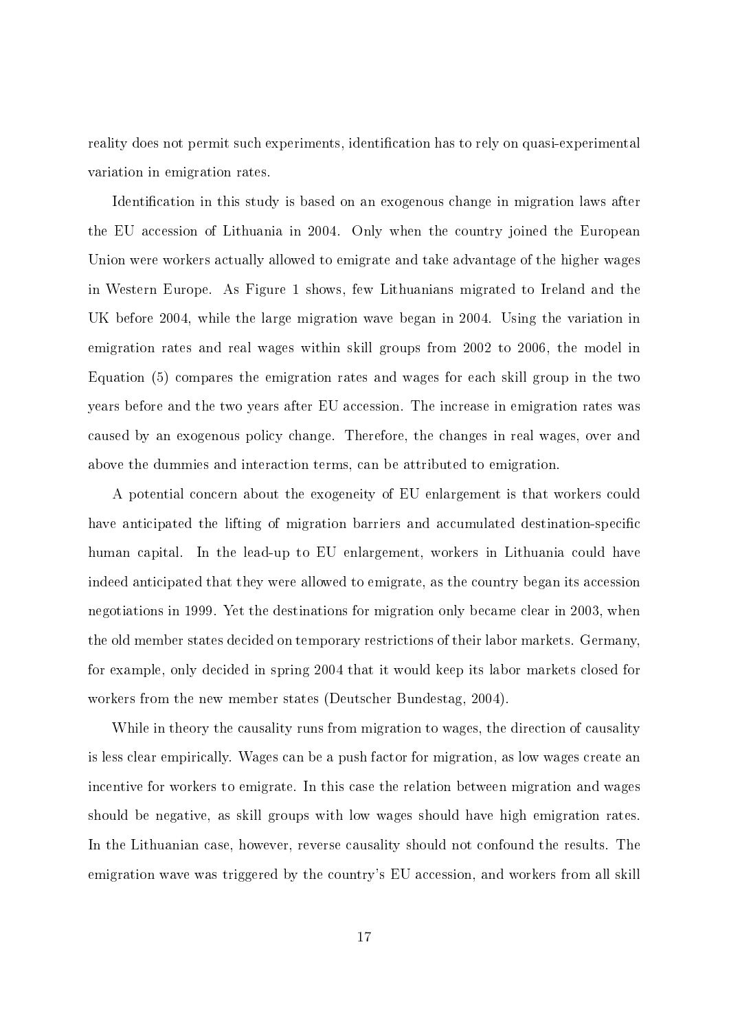reality does not permit such experiments, identification has to rely on quasi-experimental variation in emigration rates.

Identification in this study is based on an exogenous change in migration laws after the EU accession of Lithuania in 2004. Only when the country joined the European Union were workers actually allowed to emigrate and take advantage of the higher wages in Western Europe. As Figure 1 shows, few Lithuanians migrated to Ireland and the UK before 2004, while the large migration wave began in 2004. Using the variation in emigration rates and real wages within skill groups from 2002 to 2006, the model in Equation (5) compares the emigration rates and wages for each skill group in the two years before and the two years after EU accession. The increase in emigration rates was caused by an exogenous policy change. Therefore, the changes in real wages, over and above the dummies and interaction terms, can be attributed to emigration.

A potential concern about the exogeneity of EU enlargement is that workers could have anticipated the lifting of migration barriers and accumulated destination-specific human capital. In the lead-up to EU enlargement, workers in Lithuania could have indeed anticipated that they were allowed to emigrate, as the country began its accession negotiations in 1999. Yet the destinations for migration only became clear in 2003, when the old member states decided on temporary restrictions of their labor markets. Germany, for example, only decided in spring 2004 that it would keep its labor markets closed for workers from the new member states (Deutscher Bundestag, 2004).

While in theory the causality runs from migration to wages, the direction of causality is less clear empirically. Wages can be a push factor for migration, as low wages create an incentive for workers to emigrate. In this case the relation between migration and wages should be negative, as skill groups with low wages should have high emigration rates. In the Lithuanian case, however, reverse causality should not confound the results. The emigration wave was triggered by the country's EU accession, and workers from all skill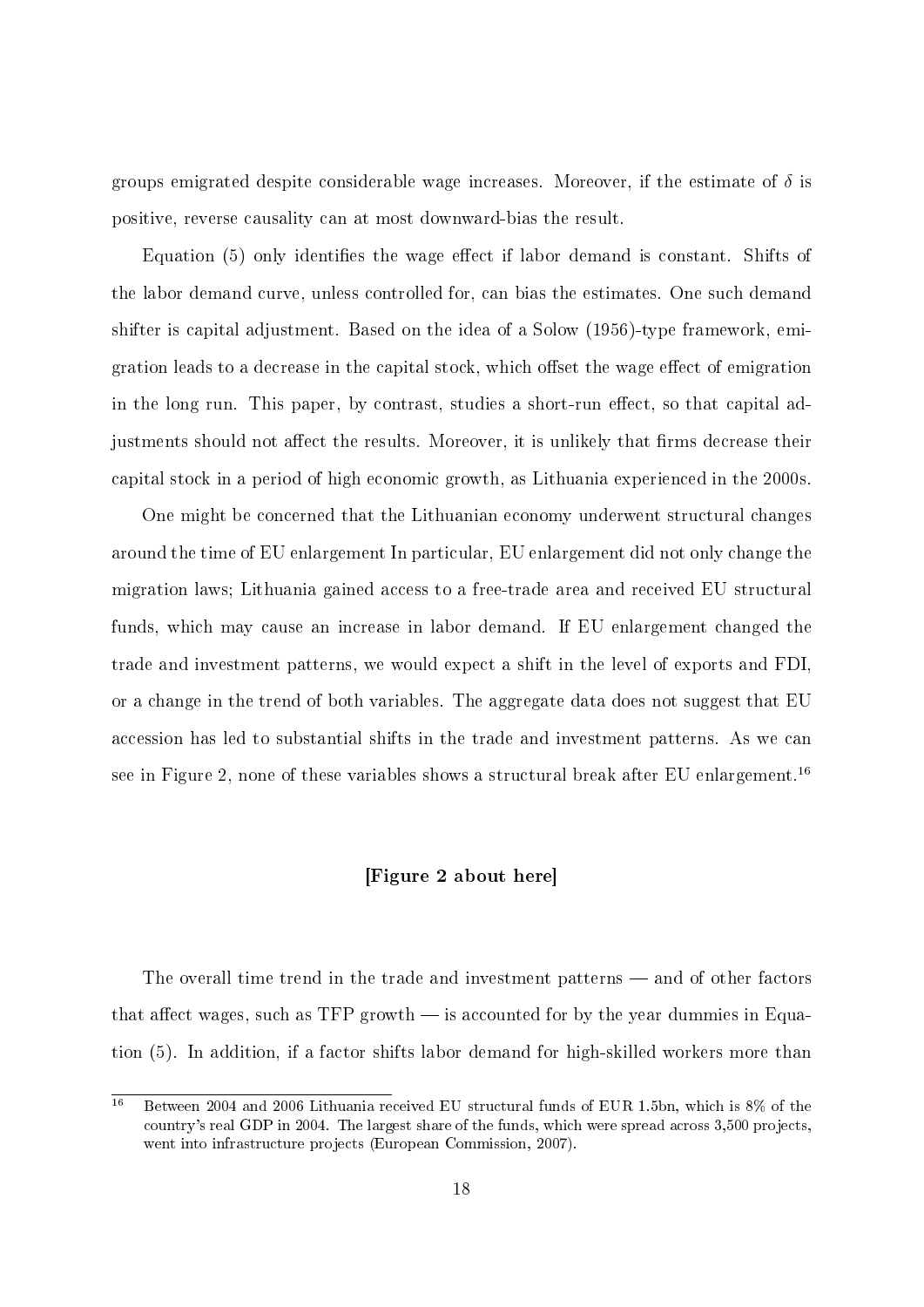groups emigrated despite considerable wage increases. Moreover, if the estimate of $\delta$ is positive, reverse causality can at most downward-bias the result.

Equation (5) only identifies the wage effect if labor demand is constant. Shifts of the labor demand curve, unless controlled for, can bias the estimates. One such demand shifter is capital adjustment. Based on the idea of a Solow (1956)-type framework, emigration leads to a decrease in the capital stock, which offset the wage effect of emigration in the long run. This paper, by contrast, studies a short-run effect, so that capital adjustments should not affect the results. Moreover, it is unlikely that firms decrease their capital stock in a period of high economic growth, as Lithuania experienced in the 2000s.

One might be concerned that the Lithuanian economy underwent structural changes around the time of EU enlargement In particular, EU enlargement did not only change the migration laws; Lithuania gained access to a free-trade area and received EU structural funds, which may cause an increase in labor demand. If EU enlargement changed the trade and investment patterns, we would expect a shift in the level of exports and FDI, or a change in the trend of both variables. The aggregate data does not suggest that EU accession has led to substantial shifts in the trade and investment patterns. As we can see in Figure 2, none of these variables shows a structural break after EU enlargement.[16]

**[Figure 2 about here]**

The overall time trend in the trade and investment patterns — and of other factors that affect wages, such as TFP growth — is accounted for by the year dummies in Equation (5). In addition, if a factor shifts labor demand for high-skilled workers more than

[16] Between 2004 and 2006 Lithuania received EU structural funds of EUR 1.5bn, which is 8% of the country's real GDP in 2004. The largest share of the funds, which were spread across 3,500 projects, went into infrastructure projects (European Commission, 2007).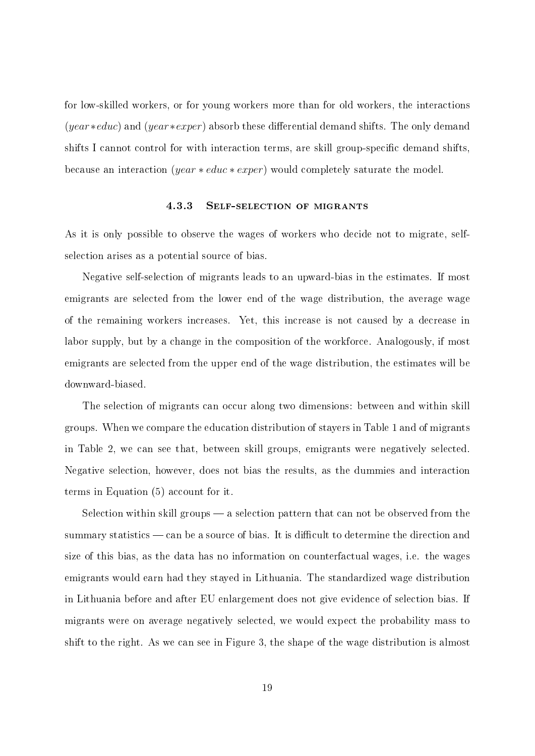for low-skilled workers, or for young workers more than for old workers, the interactions $(year * educ)$ and $(year * exper)$ absorb these differential demand shifts. The only demand shifts I cannot control for with interaction terms, are skill group-specific demand shifts, because an interaction $(year * educ * exper)$ would completely saturate the model.

### 4.3.3 Self-selection of migrants

As it is only possible to observe the wages of workers who decide not to migrate, self-selection arises as a potential source of bias.

Negative self-selection of migrants leads to an upward-bias in the estimates. If most emigrants are selected from the lower end of the wage distribution, the average wage of the remaining workers increases. Yet, this increase is not caused by a decrease in labor supply, but by a change in the composition of the workforce. Analogously, if most emigrants are selected from the upper end of the wage distribution, the estimates will be downward-biased.

The selection of migrants can occur along two dimensions: between and within skill groups. When we compare the education distribution of stayers in Table 1 and of migrants in Table 2, we can see that, between skill groups, emigrants were negatively selected. Negative selection, however, does not bias the results, as the dummies and interaction terms in Equation (5) account for it.

Selection within skill groups — a selection pattern that can not be observed from the summary statistics — can be a source of bias. It is difficult to determine the direction and size of this bias, as the data has no information on counterfactual wages, i.e. the wages emigrants would earn had they stayed in Lithuania. The standardized wage distribution in Lithuania before and after EU enlargement does not give evidence of selection bias. If migrants were on average negatively selected, we would expect the probability mass to shift to the right. As we can see in Figure 3, the shape of the wage distribution is almost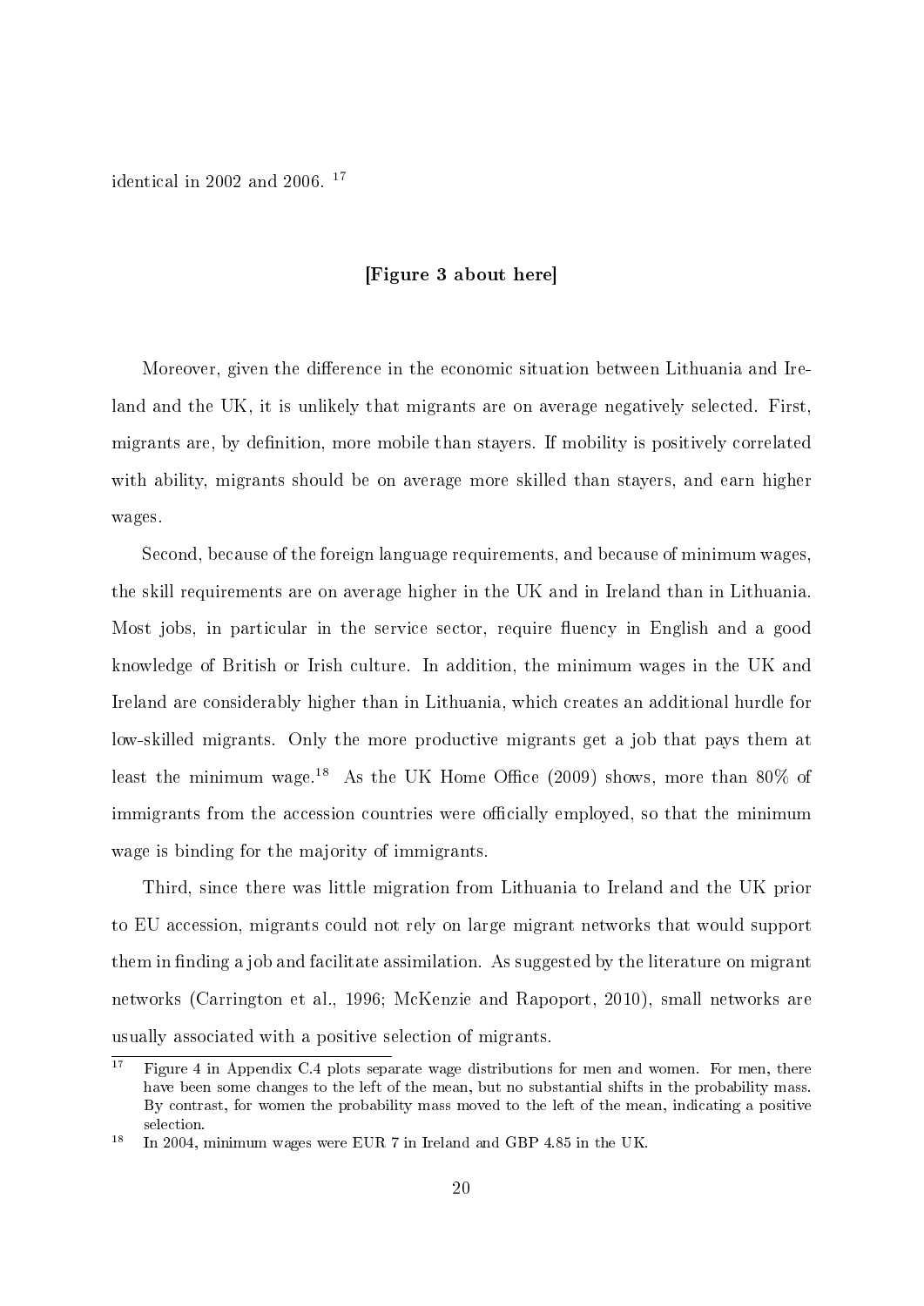identical in 2002 and 2006. [17]

**[Figure 3 about here]**

Moreover, given the difference in the economic situation between Lithuania and Ireland and the UK, it is unlikely that migrants are on average negatively selected. First, migrants are, by definition, more mobile than stayers. If mobility is positively correlated with ability, migrants should be on average more skilled than stayers, and earn higher wages.

Second, because of the foreign language requirements, and because of minimum wages, the skill requirements are on average higher in the UK and in Ireland than in Lithuania. Most jobs, in particular in the service sector, require fluency in English and a good knowledge of British or Irish culture. In addition, the minimum wages in the UK and Ireland are considerably higher than in Lithuania, which creates an additional hurdle for low-skilled migrants. Only the more productive migrants get a job that pays them at least the minimum wage.[18] As the UK Home Office (2009) shows, more than 80% of immigrants from the accession countries were officially employed, so that the minimum wage is binding for the majority of immigrants.

Third, since there was little migration from Lithuania to Ireland and the UK prior to EU accession, migrants could not rely on large migrant networks that would support them in finding a job and facilitate assimilation. As suggested by the literature on migrant networks (Carrington et al., 1996; McKenzie and Rapoport, 2010), small networks are usually associated with a positive selection of migrants.

[17] Figure 4 in Appendix C.4 plots separate wage distributions for men and women. For men, there have been some changes to the left of the mean, but no substantial shifts in the probability mass. By contrast, for women the probability mass moved to the left of the mean, indicating a positive selection.

[18] In 2004, minimum wages were EUR 7 in Ireland and GBP 4.85 in the UK.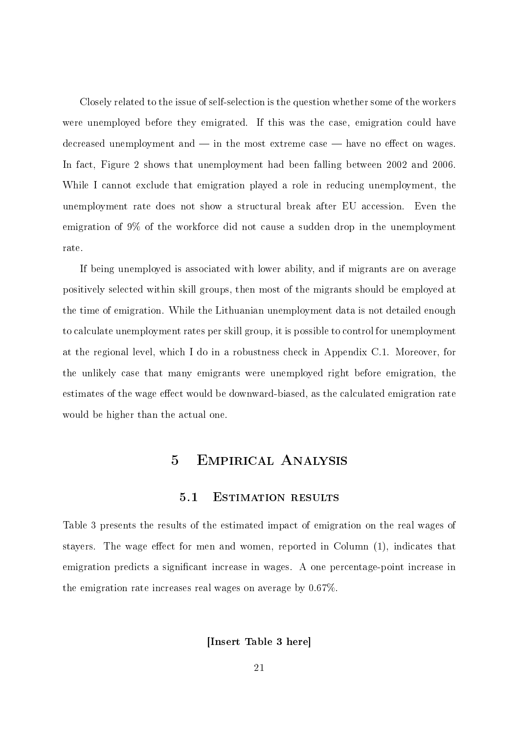Closely related to the issue of self-selection is the question whether some of the workers were unemployed before they emigrated. If this was the case, emigration could have decreased unemployment and — in the most extreme case — have no effect on wages. In fact, Figure 2 shows that unemployment had been falling between 2002 and 2006. While I cannot exclude that emigration played a role in reducing unemployment, the unemployment rate does not show a structural break after EU accession. Even the emigration of 9% of the workforce did not cause a sudden drop in the unemployment rate.

If being unemployed is associated with lower ability, and if migrants are on average positively selected within skill groups, then most of the migrants should be employed at the time of emigration. While the Lithuanian unemployment data is not detailed enough to calculate unemployment rates per skill group, it is possible to control for unemployment at the regional level, which I do in a robustness check in Appendix C.1. Moreover, for the unlikely case that many emigrants were unemployed right before emigration, the estimates of the wage effect would be downward-biased, as the calculated emigration rate would be higher than the actual one.

# 5 Empirical Analysis

## 5.1 Estimation results

Table 3 presents the results of the estimated impact of emigration on the real wages of stayers. The wage effect for men and women, reported in Column (1), indicates that emigration predicts a significant increase in wages. A one percentage-point increase in the emigration rate increases real wages on average by 0.67%.

**[Insert Table 3 here]**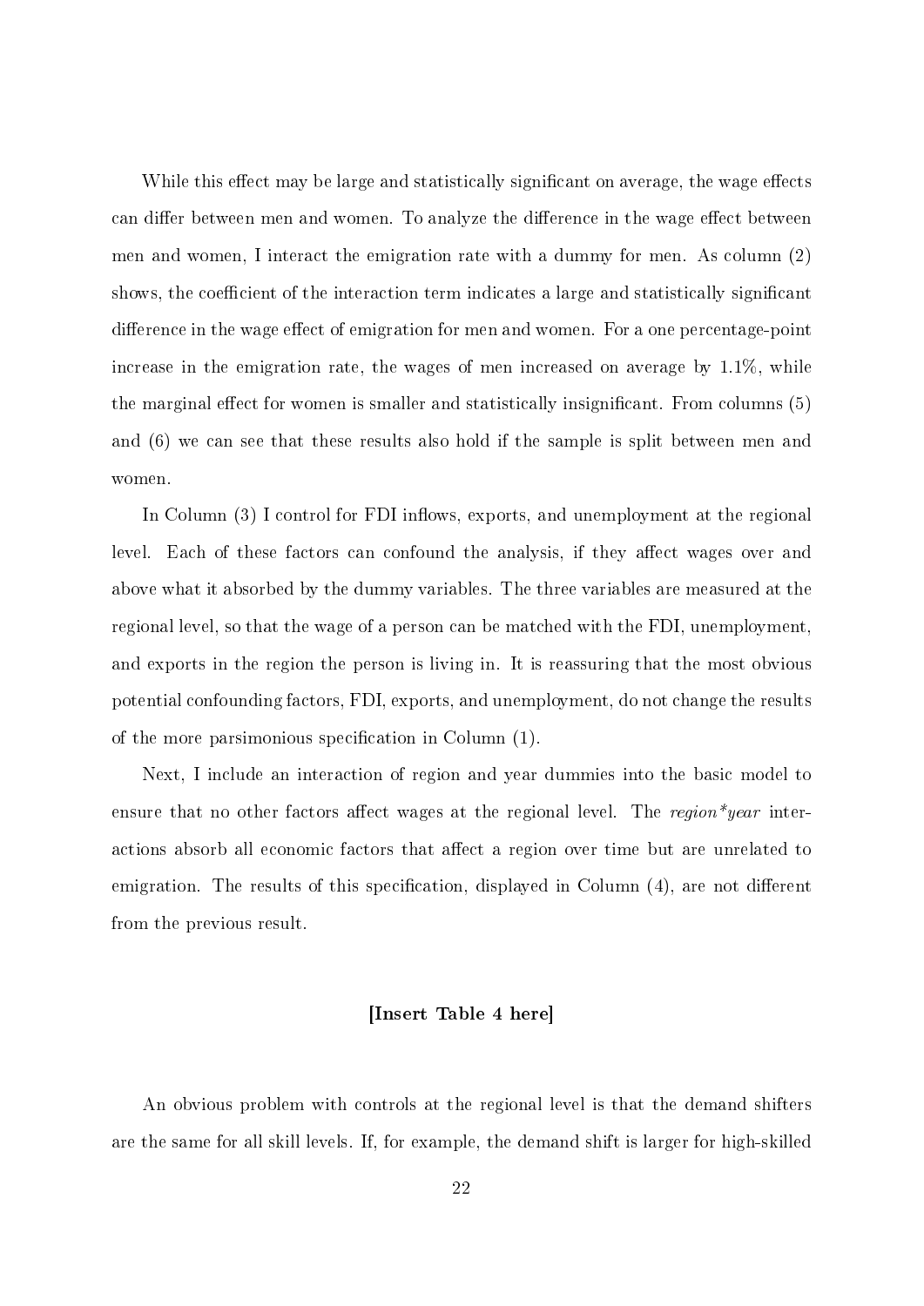While this effect may be large and statistically significant on average, the wage effects can differ between men and women. To analyze the difference in the wage effect between men and women, I interact the emigration rate with a dummy for men. As column (2) shows, the coefficient of the interaction term indicates a large and statistically significant difference in the wage effect of emigration for men and women. For a one percentage-point increase in the emigration rate, the wages of men increased on average by 1.1%, while the marginal effect for women is smaller and statistically insignificant. From columns (5) and (6) we can see that these results also hold if the sample is split between men and women.

In Column (3) I control for FDI inflows, exports, and unemployment at the regional level. Each of these factors can confound the analysis, if they affect wages over and above what it absorbed by the dummy variables. The three variables are measured at the regional level, so that the wage of a person can be matched with the FDI, unemployment, and exports in the region the person is living in. It is reassuring that the most obvious potential confounding factors, FDI, exports, and unemployment, do not change the results of the more parsimonious specification in Column (1).

Next, I include an interaction of region and year dummies into the basic model to ensure that no other factors affect wages at the regional level. The *region*year* interactions absorb all economic factors that affect a region over time but are unrelated to emigration. The results of this specification, displayed in Column (4), are not different from the previous result.

**[Insert Table 4 here]**

An obvious problem with controls at the regional level is that the demand shifters are the same for all skill levels. If, for example, the demand shift is larger for high-skilled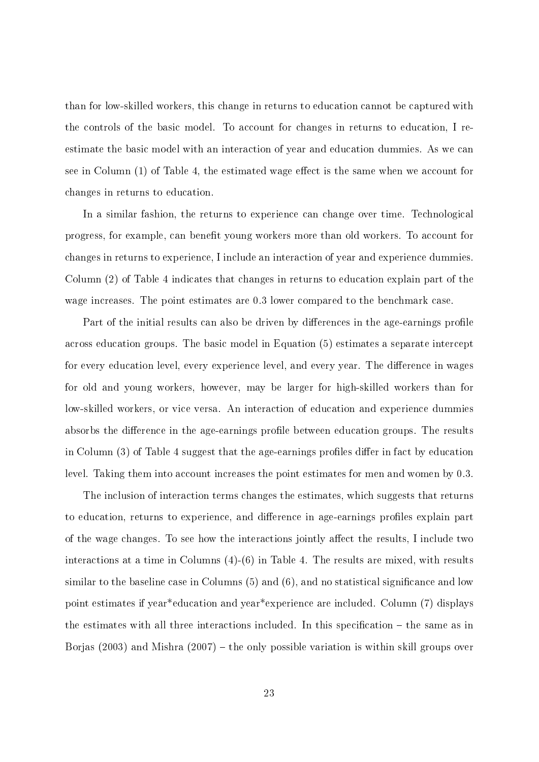than for low-skilled workers, this change in returns to education cannot be captured with the controls of the basic model. To account for changes in returns to education, I re-estimate the basic model with an interaction of year and education dummies. As we can see in Column (1) of Table 4, the estimated wage effect is the same when we account for changes in returns to education.

In a similar fashion, the returns to experience can change over time. Technological progress, for example, can benefit young workers more than old workers. To account for changes in returns to experience, I include an interaction of year and experience dummies. Column (2) of Table 4 indicates that changes in returns to education explain part of the wage increases. The point estimates are 0.3 lower compared to the benchmark case.

Part of the initial results can also be driven by differences in the age-earnings profile across education groups. The basic model in Equation (5) estimates a separate intercept for every education level, every experience level, and every year. The difference in wages for old and young workers, however, may be larger for high-skilled workers than for low-skilled workers, or vice versa. An interaction of education and experience dummies absorbs the difference in the age-earnings profile between education groups. The results in Column (3) of Table 4 suggest that the age-earnings profiles differ in fact by education level. Taking them into account increases the point estimates for men and women by 0.3.

The inclusion of interaction terms changes the estimates, which suggests that returns to education, returns to experience, and difference in age-earnings profiles explain part of the wage changes. To see how the interactions jointly affect the results, I include two interactions at a time in Columns (4)-(6) in Table 4. The results are mixed, with results similar to the baseline case in Columns (5) and (6), and no statistical significance and low point estimates if year*education and year*experience are included. Column (7) displays the estimates with all three interactions included. In this specification – the same as in Borjas (2003) and Mishra (2007) – the only possible variation is within skill groups over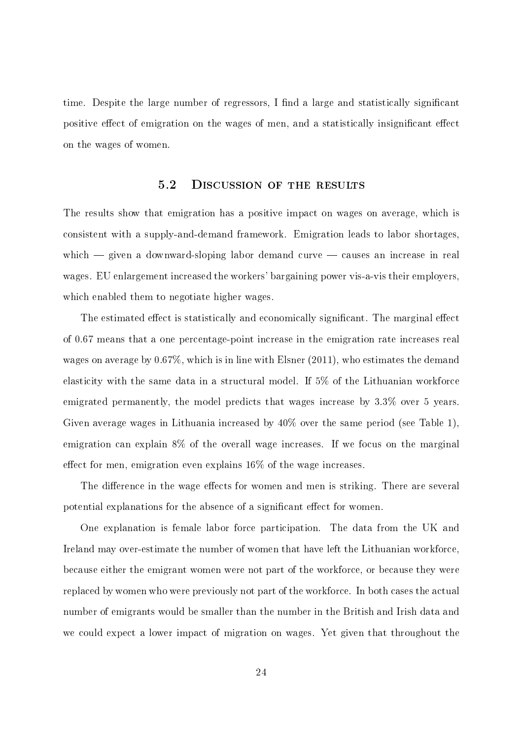time. Despite the large number of regressors, I find a large and statistically significant positive effect of emigration on the wages of men, and a statistically insignificant effect on the wages of women.

## 5.2 Discussion of the results

The results show that emigration has a positive impact on wages on average, which is consistent with a supply-and-demand framework. Emigration leads to labor shortages, which — given a downward-sloping labor demand curve — causes an increase in real wages. EU enlargement increased the workers' bargaining power vis-a-vis their employers, which enabled them to negotiate higher wages.

The estimated effect is statistically and economically significant. The marginal effect of 0.67 means that a one percentage-point increase in the emigration rate increases real wages on average by 0.67%, which is in line with Elsner (2011), who estimates the demand elasticity with the same data in a structural model. If 5% of the Lithuanian workforce emigrated permanently, the model predicts that wages increase by 3.3% over 5 years. Given average wages in Lithuania increased by 40% over the same period (see Table 1), emigration can explain 8% of the overall wage increases. If we focus on the marginal effect for men, emigration even explains 16% of the wage increases.

The difference in the wage effects for women and men is striking. There are several potential explanations for the absence of a significant effect for women.

One explanation is female labor force participation. The data from the UK and Ireland may over-estimate the number of women that have left the Lithuanian workforce, because either the emigrant women were not part of the workforce, or because they were replaced by women who were previously not part of the workforce. In both cases the actual number of emigrants would be smaller than the number in the British and Irish data and we could expect a lower impact of migration on wages. Yet given that throughout the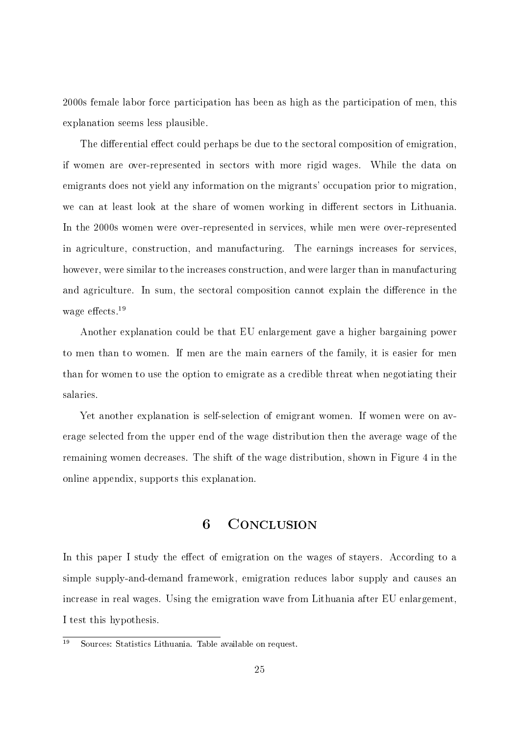2000s female labor force participation has been as high as the participation of men, this explanation seems less plausible.

The differential effect could perhaps be due to the sectoral composition of emigration, if women are over-represented in sectors with more rigid wages. While the data on emigrants does not yield any information on the migrants' occupation prior to migration, we can at least look at the share of women working in different sectors in Lithuania. In the 2000s women were over-represented in services, while men were over-represented in agriculture, construction, and manufacturing. The earnings increases for services, however, were similar to the increases construction, and were larger than in manufacturing and agriculture. In sum, the sectoral composition cannot explain the difference in the wage effects.[19]

Another explanation could be that EU enlargement gave a higher bargaining power to men than to women. If men are the main earners of the family, it is easier for men than for women to use the option to emigrate as a credible threat when negotiating their salaries.

Yet another explanation is self-selection of emigrant women. If women were on average selected from the upper end of the wage distribution then the average wage of the remaining women decreases. The shift of the wage distribution, shown in Figure 4 in the online appendix, supports this explanation.

# 6 Conclusion

In this paper I study the effect of emigration on the wages of stayers. According to a simple supply-and-demand framework, emigration reduces labor supply and causes an increase in real wages. Using the emigration wave from Lithuania after EU enlargement, I test this hypothesis.

[19] Sources: Statistics Lithuania. Table available on request.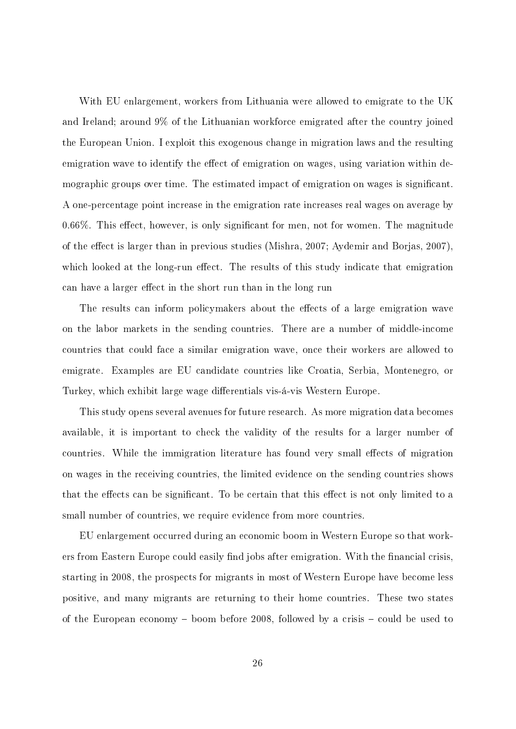With EU enlargement, workers from Lithuania were allowed to emigrate to the UK and Ireland; around 9% of the Lithuanian workforce emigrated after the country joined the European Union. I exploit this exogenous change in migration laws and the resulting emigration wave to identify the effect of emigration on wages, using variation within demographic groups over time. The estimated impact of emigration on wages is significant. A one-percentage point increase in the emigration rate increases real wages on average by 0.66%. This effect, however, is only significant for men, not for women. The magnitude of the effect is larger than in previous studies (Mishra, 2007; Aydemir and Borjas, 2007), which looked at the long-run effect. The results of this study indicate that emigration can have a larger effect in the short run than in the long run

The results can inform policymakers about the effects of a large emigration wave on the labor markets in the sending countries. There are a number of middle-income countries that could face a similar emigration wave, once their workers are allowed to emigrate. Examples are EU candidate countries like Croatia, Serbia, Montenegro, or Turkey, which exhibit large wage differentials vis-á-vis Western Europe.

This study opens several avenues for future research. As more migration data becomes available, it is important to check the validity of the results for a larger number of countries. While the immigration literature has found very small effects of migration on wages in the receiving countries, the limited evidence on the sending countries shows that the effects can be significant. To be certain that this effect is not only limited to a small number of countries, we require evidence from more countries.

EU enlargement occurred during an economic boom in Western Europe so that workers from Eastern Europe could easily find jobs after emigration. With the financial crisis, starting in 2008, the prospects for migrants in most of Western Europe have become less positive, and many migrants are returning to their home countries. These two states of the European economy – boom before 2008, followed by a crisis – could be used to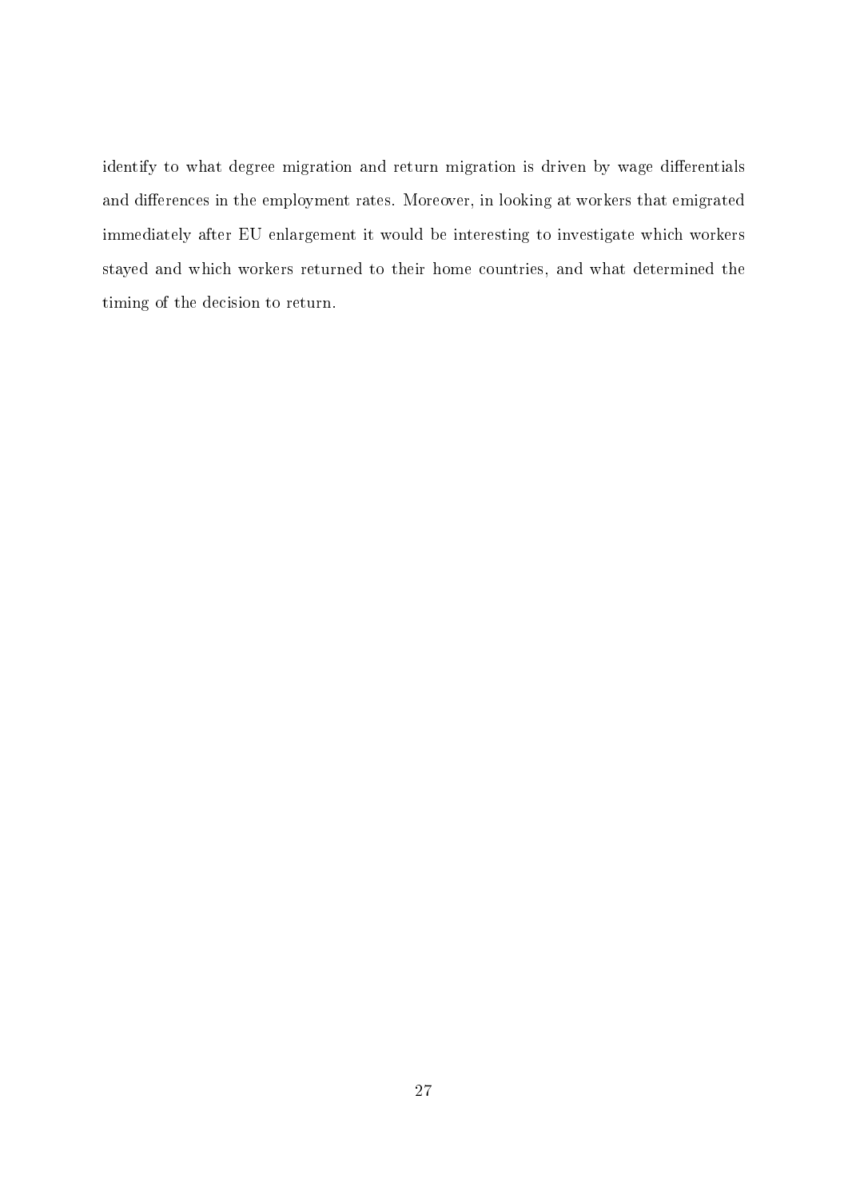identify to what degree migration and return migration is driven by wage differentials and differences in the employment rates. Moreover, in looking at workers that emigrated immediately after EU enlargement it would be interesting to investigate which workers stayed and which workers returned to their home countries, and what determined the timing of the decision to return.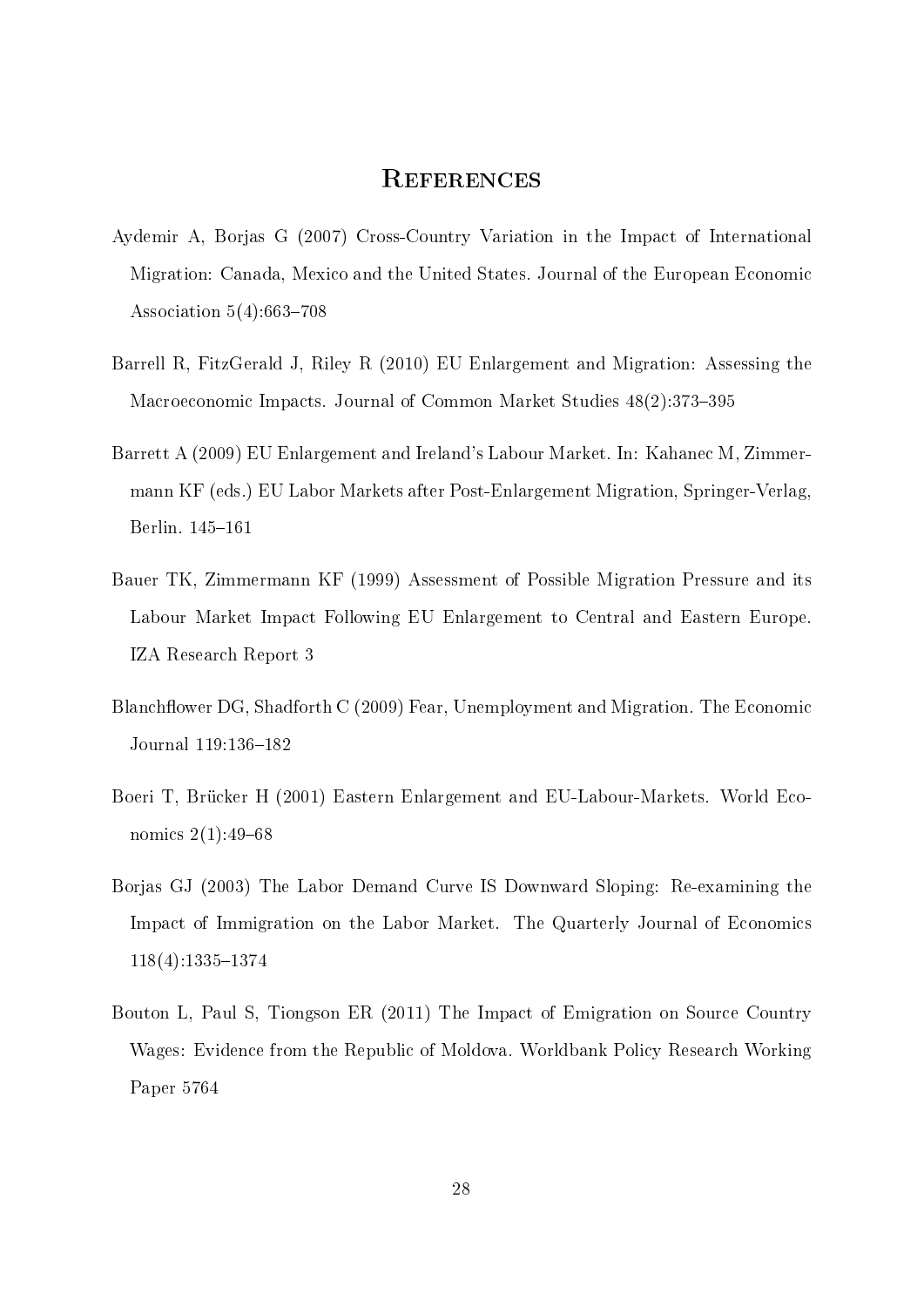# References

Aydemir A, Borjas G (2007) Cross-Country Variation in the Impact of International Migration: Canada, Mexico and the United States. Journal of the European Economic Association 5(4):663–708

Barrell R, FitzGerald J, Riley R (2010) EU Enlargement and Migration: Assessing the Macroeconomic Impacts. Journal of Common Market Studies 48(2):373–395

Barrett A (2009) EU Enlargement and Ireland's Labour Market. In: Kahanec M, Zimmermann KF (eds.) EU Labor Markets after Post-Enlargement Migration, Springer-Verlag, Berlin. 145–161

Bauer TK, Zimmermann KF (1999) Assessment of Possible Migration Pressure and its Labour Market Impact Following EU Enlargement to Central and Eastern Europe. IZA Research Report 3

Blanchflower DG, Shadforth C (2009) Fear, Unemployment and Migration. The Economic Journal 119:136–182

Boeri T, Brücker H (2001) Eastern Enlargement and EU-Labour-Markets. World Economics 2(1):49–68

Borjas GJ (2003) The Labor Demand Curve IS Downward Sloping: Re-examining the Impact of Immigration on the Labor Market. The Quarterly Journal of Economics 118(4):1335–1374

Bouton L, Paul S, Tiongson ER (2011) The Impact of Emigration on Source Country Wages: Evidence from the Republic of Moldova. Worldbank Policy Research Working Paper 5764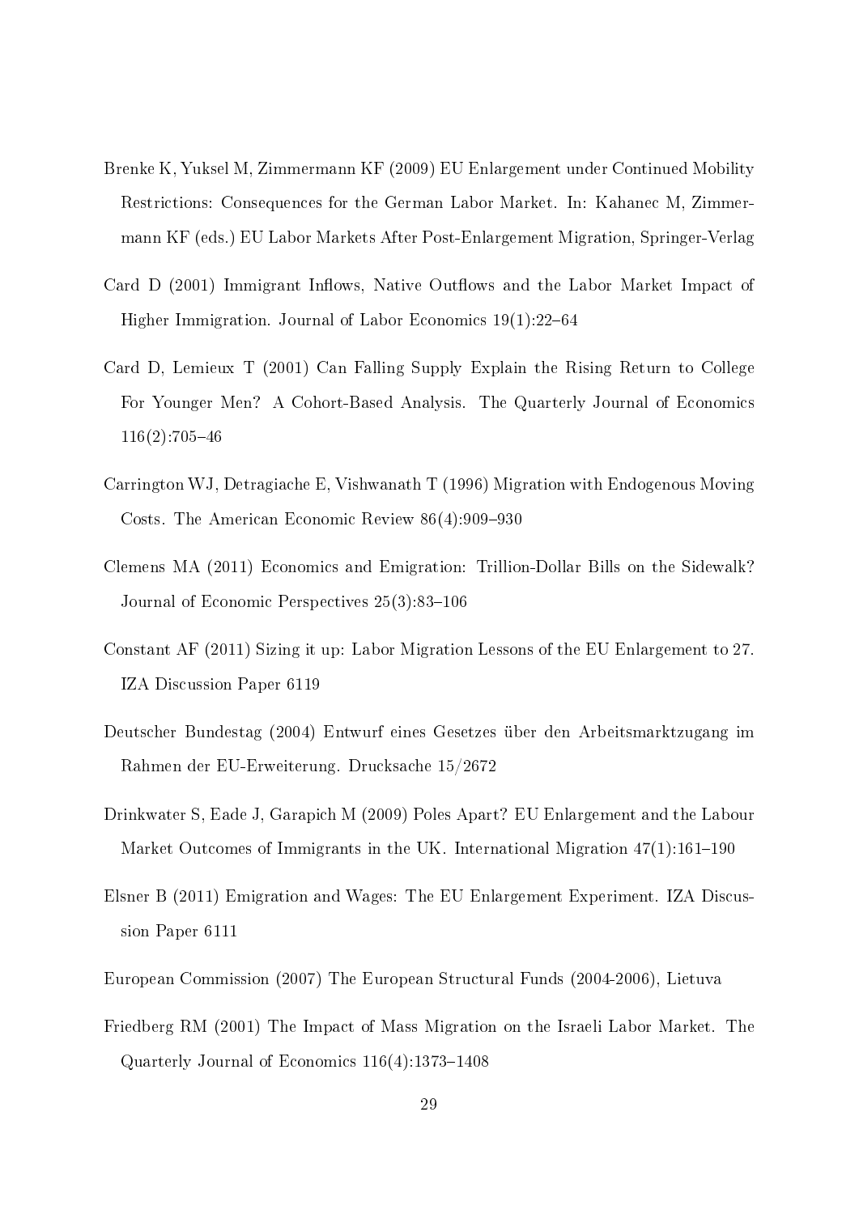Brenke K, Yuksel M, Zimmermann KF (2009) EU Enlargement under Continued Mobility Restrictions: Consequences for the German Labor Market. In: Kahanec M, Zimmermann KF (eds.) EU Labor Markets After Post-Enlargement Migration, Springer-Verlag

Card D (2001) Immigrant Inflows, Native Outflows and the Labor Market Impact of Higher Immigration. Journal of Labor Economics 19(1):22–64

Card D, Lemieux T (2001) Can Falling Supply Explain the Rising Return to College For Younger Men? A Cohort-Based Analysis. The Quarterly Journal of Economics 116(2):705–46

Carrington WJ, Detragiache E, Vishwanath T (1996) Migration with Endogenous Moving Costs. The American Economic Review 86(4):909–930

Clemens MA (2011) Economics and Emigration: Trillion-Dollar Bills on the Sidewalk? Journal of Economic Perspectives 25(3):83–106

Constant AF (2011) Sizing it up: Labor Migration Lessons of the EU Enlargement to 27. IZA Discussion Paper 6119

Deutscher Bundestag (2004) Entwurf eines Gesetzes über den Arbeitsmarktzugang im Rahmen der EU-Erweiterung. Drucksache 15/2672

Drinkwater S, Eade J, Garapich M (2009) Poles Apart? EU Enlargement and the Labour Market Outcomes of Immigrants in the UK. International Migration 47(1):161–190

Elsner B (2011) Emigration and Wages: The EU Enlargement Experiment. IZA Discussion Paper 6111

European Commission (2007) The European Structural Funds (2004-2006), Lietuva

Friedberg RM (2001) The Impact of Mass Migration on the Israeli Labor Market. The Quarterly Journal of Economics 116(4):1373–1408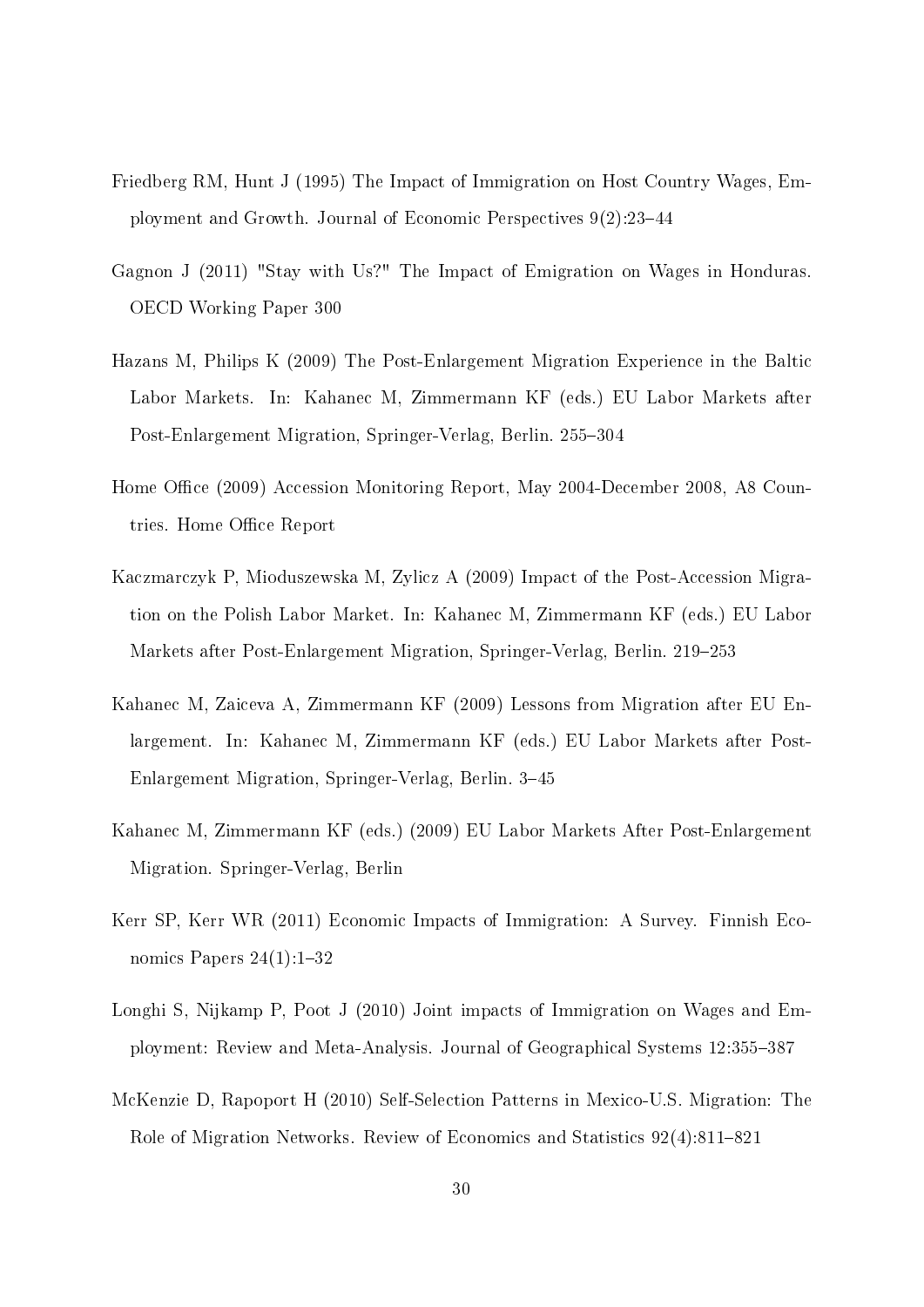Friedberg RM, Hunt J (1995) The Impact of Immigration on Host Country Wages, Employment and Growth. Journal of Economic Perspectives 9(2):23–44

Gagnon J (2011) "Stay with Us?" The Impact of Emigration on Wages in Honduras. OECD Working Paper 300

Hazans M, Philips K (2009) The Post-Enlargement Migration Experience in the Baltic Labor Markets. In: Kahanec M, Zimmermann KF (eds.) EU Labor Markets after Post-Enlargement Migration, Springer-Verlag, Berlin. 255–304

Home Office (2009) Accession Monitoring Report, May 2004-December 2008, A8 Countries. Home Office Report

Kaczmarczyk P, Mioduszewska M, Zylicz A (2009) Impact of the Post-Accession Migration on the Polish Labor Market. In: Kahanec M, Zimmermann KF (eds.) EU Labor Markets after Post-Enlargement Migration, Springer-Verlag, Berlin. 219–253

Kahanec M, Zaiceva A, Zimmermann KF (2009) Lessons from Migration after EU Enlargement. In: Kahanec M, Zimmermann KF (eds.) EU Labor Markets after Post-Enlargement Migration, Springer-Verlag, Berlin. 3–45

Kahanec M, Zimmermann KF (eds.) (2009) EU Labor Markets After Post-Enlargement Migration. Springer-Verlag, Berlin

Kerr SP, Kerr WR (2011) Economic Impacts of Immigration: A Survey. Finnish Economics Papers 24(1):1–32

Longhi S, Nijkamp P, Poot J (2010) Joint impacts of Immigration on Wages and Employment: Review and Meta-Analysis. Journal of Geographical Systems 12:355–387

McKenzie D, Rapoport H (2010) Self-Selection Patterns in Mexico-U.S. Migration: The Role of Migration Networks. Review of Economics and Statistics 92(4):811–821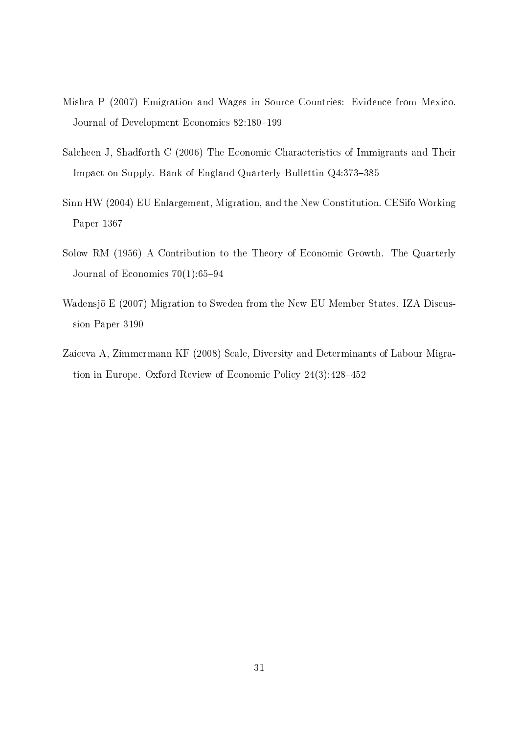Mishra P (2007) Emigration and Wages in Source Countries: Evidence from Mexico. Journal of Development Economics 82:180–199

Saleheen J, Shadforth C (2006) The Economic Characteristics of Immigrants and Their Impact on Supply. Bank of England Quarterly Bullettin Q4:373–385

Sinn HW (2004) EU Enlargement, Migration, and the New Constitution. CESifo Working Paper 1367

Solow RM (1956) A Contribution to the Theory of Economic Growth. The Quarterly Journal of Economics 70(1):65–94

Wadensjö E (2007) Migration to Sweden from the New EU Member States. IZA Discussion Paper 3190

Zaiceva A, Zimmermann KF (2008) Scale, Diversity and Determinants of Labour Migration in Europe. Oxford Review of Economic Policy 24(3):428–452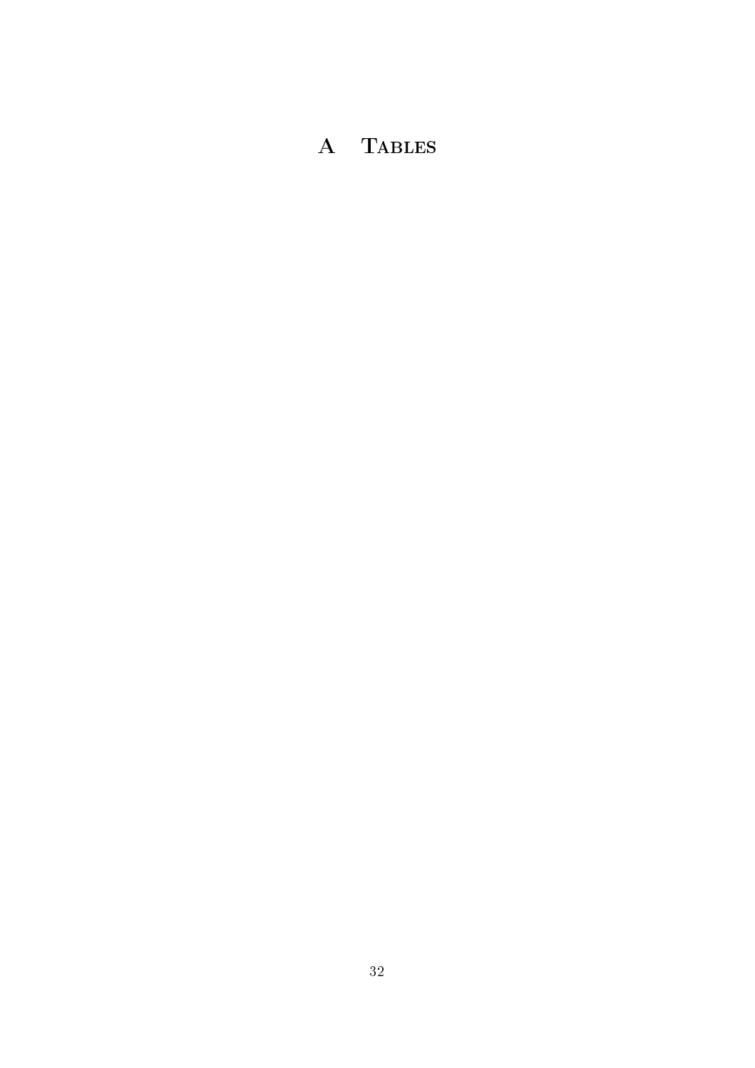# A Tables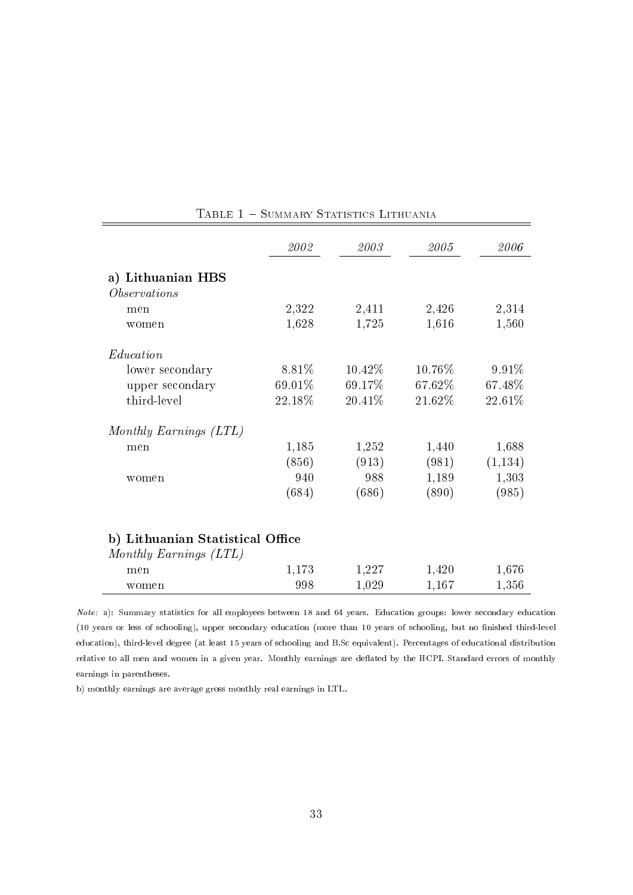Table 1 – Summary Statistics Lithuania

| | *2002* | *2003* | *2005* | *2006* |
|---|---|---|---|---|
| **a) Lithuanian HBS** | | | | |
| *Observations* | | | | |
| men | 2,322 | 2,411 | 2,426 | 2,314 |
| women | 1,628 | 1,725 | 1,616 | 1,560 |
| *Education* | | | | |
| lower secondary | 8.81% | 10.42% | 10.76% | 9.91% |
| upper secondary | 69.01% | 69.17% | 67.62% | 67.48% |
| third-level | 22.18% | 20.41% | 21.62% | 22.61% |
| *Monthly Earnings (LTL)* | | | | |
| men | 1,185 | 1,252 | 1,440 | 1,688 |
| | (856) | (913) | (981) | (1,134) |
| women | 940 | 988 | 1,189 | 1,303 |
| | (684) | (686) | (890) | (985) |
| **b) Lithuanian Statistical Office** | | | | |
| *Monthly Earnings (LTL)* | | | | |
| men | 1,173 | 1,227 | 1,420 | 1,676 |
| women | 998 | 1,029 | 1,167 | 1,356 |

*Note:* a): Summary statistics for all employees between 18 and 64 years. Education groups: lower secondary education (10 years or less of schooling), upper secondary education (more than 10 years of schooling, but no finished third-level education), third-level degree (at least 15 years of schooling and B.Sc equivalent). Percentages of educational distribution relative to all men and women in a given year. Monthly earnings are deflated by the HCPI. Standard errors of monthly earnings in parentheses.

b) monthly earnings are average gross monthly real earnings in LTL.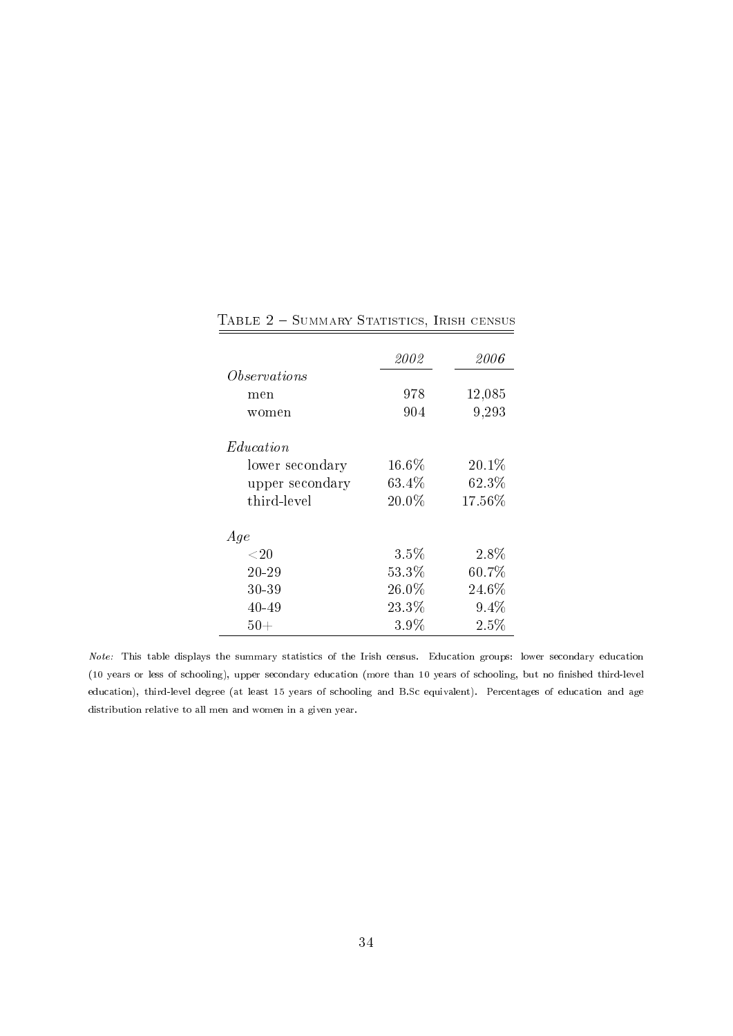Table 2 – Summary Statistics, Irish census

| | *2002* | *2006* |
|---|---|---|
| *Observations* | | |
| men | 978 | 12,085 |
| women | 904 | 9,293 |
| *Education* | | |
| lower secondary | 16.6% | 20.1% |
| upper secondary | 63.4% | 62.3% |
| third-level | 20.0% | 17.56% |
| *Age* | | |
| <20 | 3.5% | 2.8% |
| 20-29 | 53.3% | 60.7% |
| 30-39 | 26.0% | 24.6% |
| 40-49 | 23.3% | 9.4% |
| 50+ | 3.9% | 2.5% |

*Note:* This table displays the summary statistics of the Irish census. Education groups: lower secondary education (10 years or less of schooling), upper secondary education (more than 10 years of schooling, but no finished third-level education), third-level degree (at least 15 years of schooling and B.Sc equivalent). Percentages of education and age distribution relative to all men and women in a given year.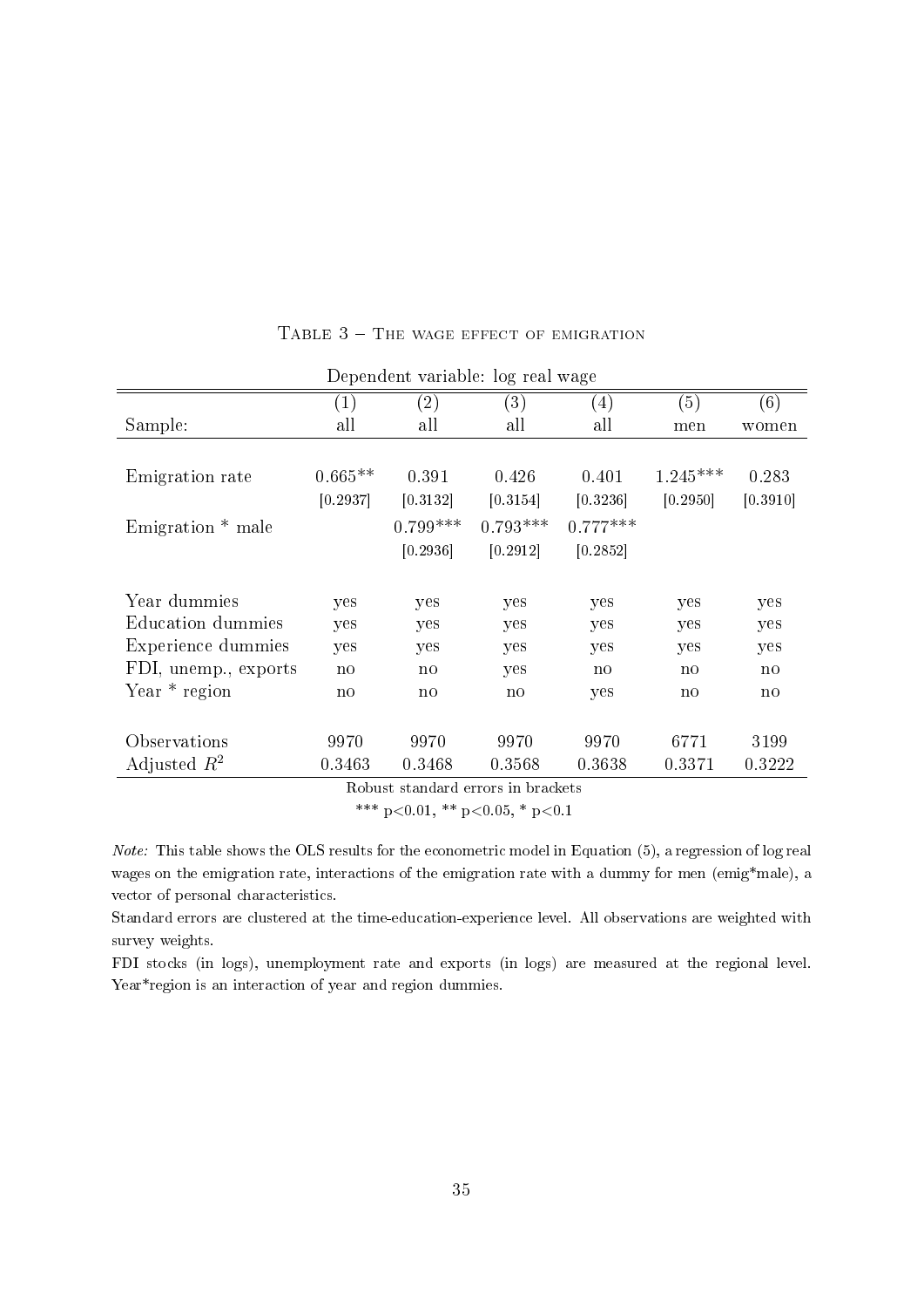Table 3 – The wage effect of emigration

| Dependent variable: log real wage | | | | | | |
|---|---|---|---|---|---|---|
| | (1) | (2) | (3) | (4) | (5) | (6) |
| Sample: | all | all | all | all | men | women |
| Emigration rate | 0.665** | 0.391 | 0.426 | 0.401 | 1.245*** | 0.283 |
| | [0.2937] | [0.3132] | [0.3154] | [0.3236] | [0.2950] | [0.3910] |
| Emigration * male | | 0.799*** | 0.793*** | 0.777*** | | |
| | | [0.2936] | [0.2912] | [0.2852] | | |
| Year dummies | yes | yes | yes | yes | yes | yes |
| Education dummies | yes | yes | yes | yes | yes | yes |
| Experience dummies | yes | yes | yes | yes | yes | yes |
| FDI, unemp., exports | no | no | yes | no | no | no |
| Year * region | no | no | no | yes | no | no |
| Observations | 9970 | 9970 | 9970 | 9970 | 6771 | 3199 |
| Adjusted $R^2$ | 0.3463 | 0.3468 | 0.3568 | 0.3638 | 0.3371 | 0.3222 |

Robust standard errors in brackets

*** $p<0.01$, ** $p<0.05$, * $p<0.1$

*Note:* This table shows the OLS results for the econometric model in Equation (5), a regression of log real wages on the emigration rate, interactions of the emigration rate with a dummy for men (emig*male), a vector of personal characteristics.

Standard errors are clustered at the time-education-experience level. All observations are weighted with survey weights.

FDI stocks (in logs), unemployment rate and exports (in logs) are measured at the regional level. Year*region is an interaction of year and region dummies.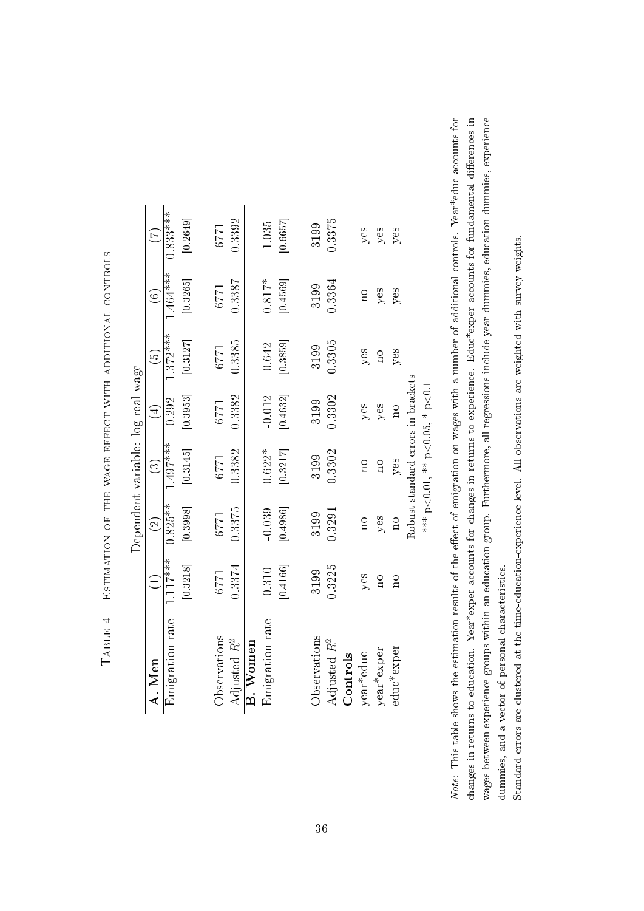Table 4 – Estimation of the wage effect with additional controls

| | Dependent variable: log real wage | | | | | | |
|---|---|---|---|---|---|---|---|
| | (1) | (2) | (3) | (4) | (5) | (6) | (7) |
| **A. Men** | | | | | | | |
| Emigration rate | 1.117*** | 0.825** | 1.497*** | 0.292 | 1.372*** | 1.464*** | 0.833*** |
| | [0.3218] | [0.3998] | [0.3145] | [0.3953] | [0.3127] | [0.3265] | [0.2649] |
| Observations | 6771 | 6771 | 6771 | 6771 | 6771 | 6771 | 6771 |
| Adjusted $R^2$ | 0.3374 | 0.3375 | 0.3382 | 0.3382 | 0.3385 | 0.3387 | 0.3392 |
| **B. Women** | | | | | | | |
| Emigration rate | 0.310 | -0.039 | 0.622* | -0.012 | 0.642 | 0.817* | 1.035 |
| | [0.4166] | [0.4986] | [0.3217] | [0.4632] | [0.3859] | [0.4569] | [0.6657] |
| Observations | 3199 | 3199 | 3199 | 3199 | 3199 | 3199 | 3199 |
| Adjusted $R^2$ | 0.3225 | 0.3291 | 0.3302 | 0.3302 | 0.3305 | 0.3364 | 0.3375 |
| **Controls** | | | | | | | |
| year*educ | yes | no | no | yes | yes | no | yes |
| year*exper | no | yes | no | yes | no | yes | yes |
| educ*exper | no | no | yes | no | yes | yes | yes |

Robust standard errors in brackets
*** p<0.01, ** p<0.05, * p<0.1

*Note:* This table shows the estimation results of the effect of emigration on wages with a number of additional controls. Year*educ accounts for changes in returns to education. Year*exper accounts for changes in returns to experience. Educ*exper accounts for fundamental differences in wages between experience groups within an education group. Furthermore, all regressions include year dummies, education dummies, experience dummies, and a vector of personal characteristics.

Standard errors are clustered at the time-education-experience level. All observations are weighted with survey weights.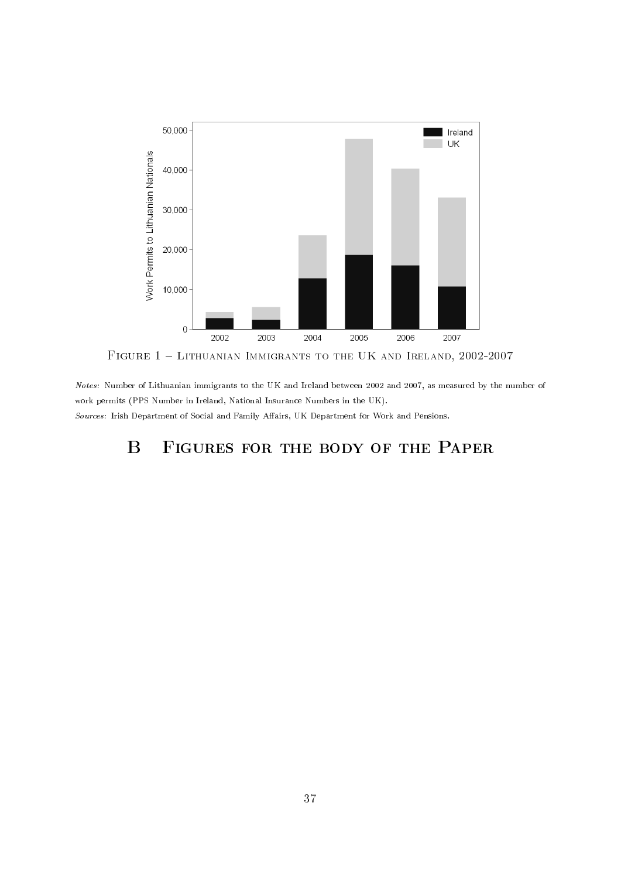Figure 1 – Lithuanian Immigrants to the UK and Ireland, 2002-2007

*Notes:* Number of Lithuanian immigrants to the UK and Ireland between 2002 and 2007, as measured by the number of work permits (PPS Number in Ireland, National Insurance Numbers in the UK).

*Sources:* Irish Department of Social and Family Affairs, UK Department for Work and Pensions.

# B Figures for the body of the Paper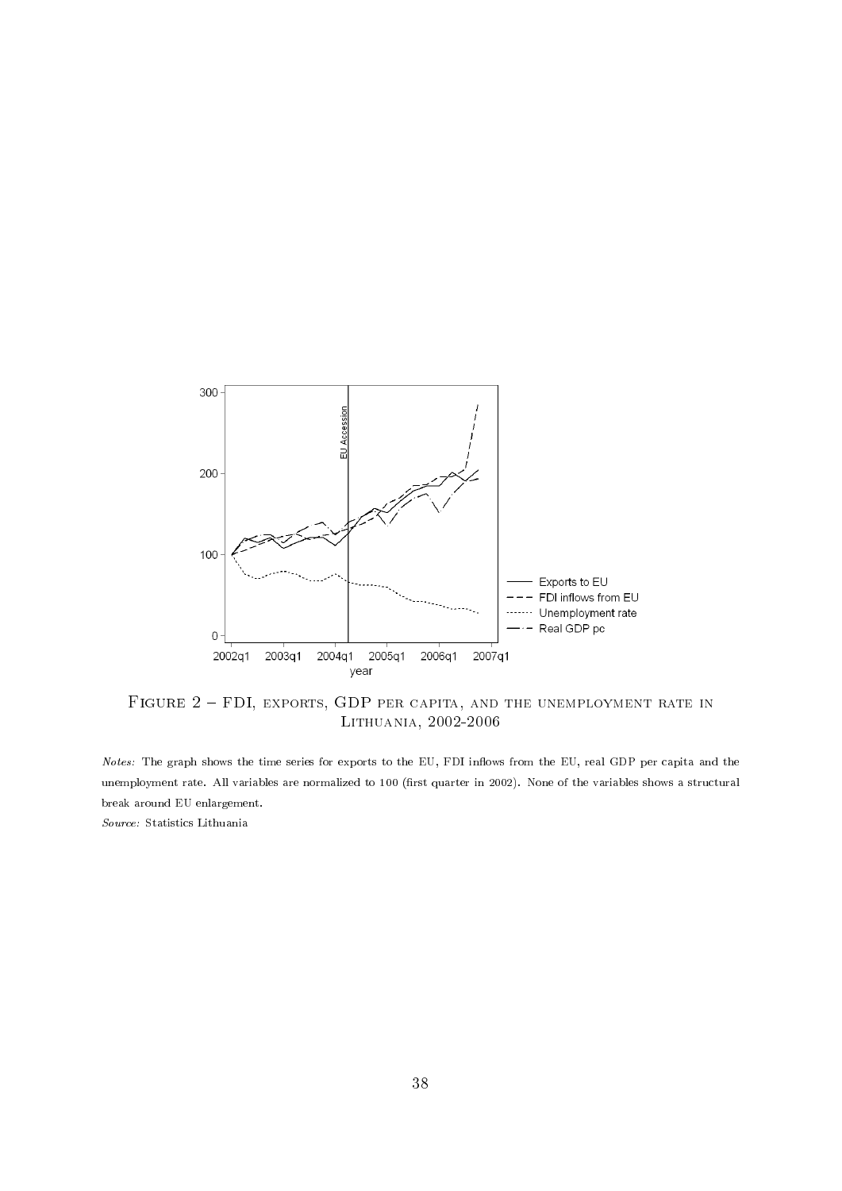Figure 2 – FDI, exports, GDP per capita, and the unemployment rate in Lithuania, 2002-2006

*Notes:* The graph shows the time series for exports to the EU, FDI inflows from the EU, real GDP per capita and the unemployment rate. All variables are normalized to 100 (first quarter in 2002). None of the variables shows a structural break around EU enlargement.

*Source:* Statistics Lithuania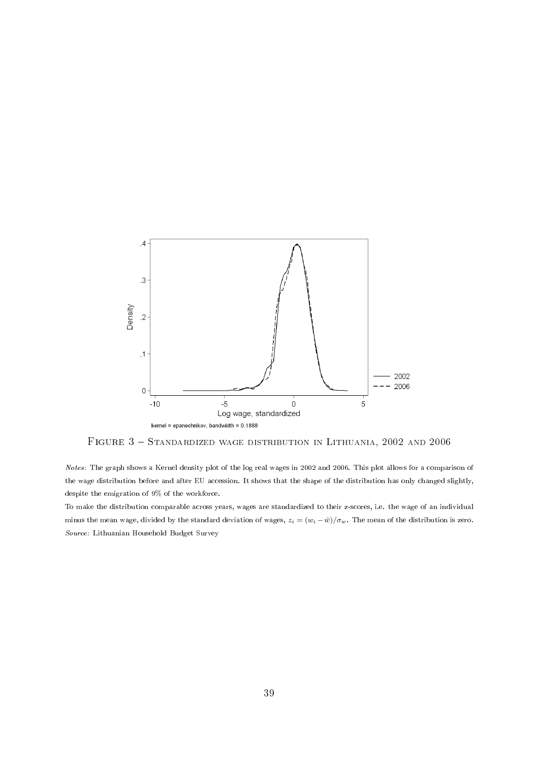Figure 3 – Standardized wage distribution in Lithuania, 2002 and 2006

*Notes:* The graph shows a Kernel density plot of the log real wages in 2002 and 2006. This plot allows for a comparison of the wage distribution before and after EU accession. It shows that the shape of the distribution has only changed slightly, despite the emigration of 9% of the workforce.

To make the distribution comparable across years, wages are standardized to their z-scores, i.e. the wage of an individual minus the mean wage, divided by the standard deviation of wages, $z_i = (w_i - \bar{w})/\sigma_w$. The mean of the distribution is zero.

*Source:* Lithuanian Household Budget Survey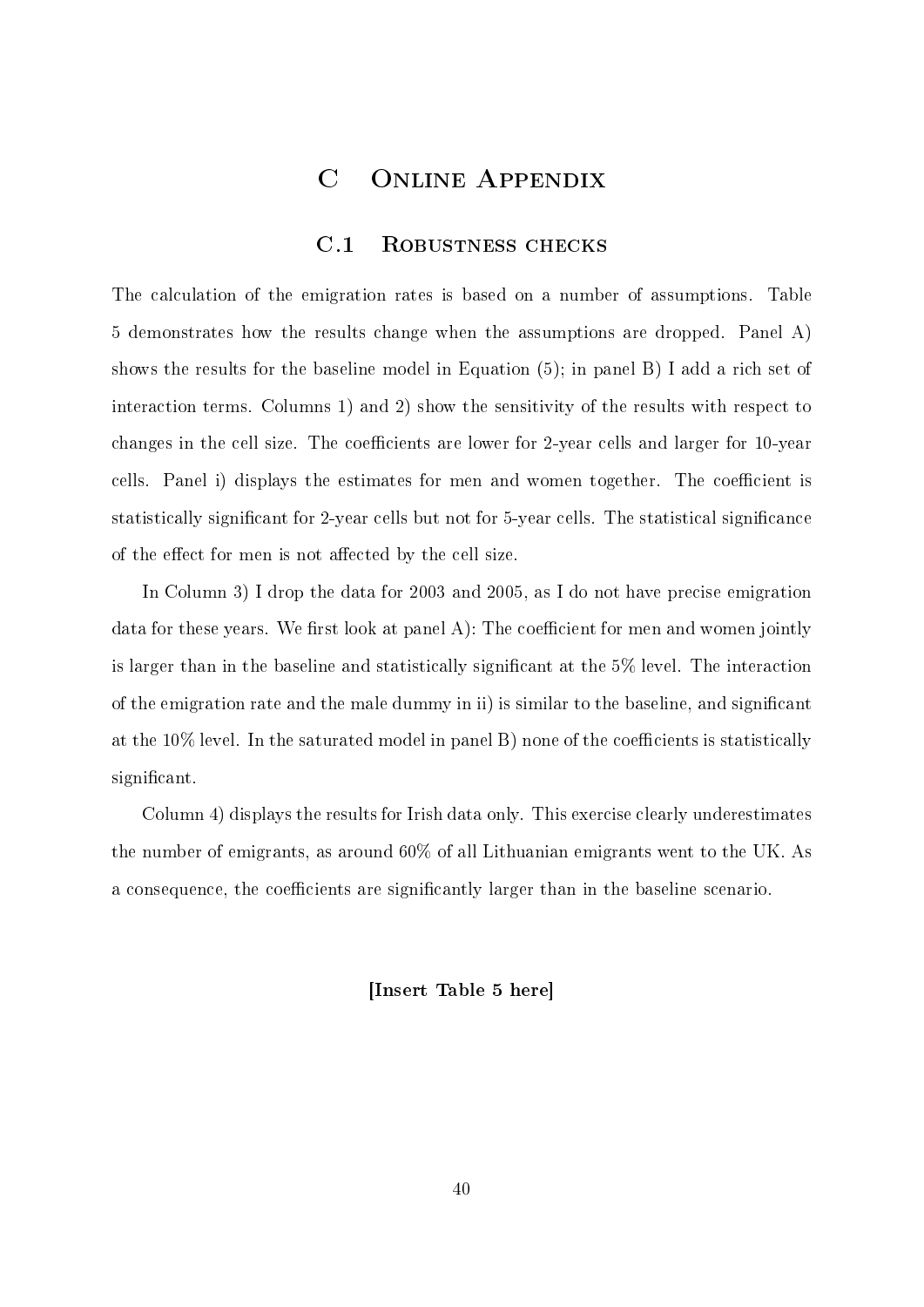# C Online Appendix

## C.1 Robustness checks

The calculation of the emigration rates is based on a number of assumptions. Table 5 demonstrates how the results change when the assumptions are dropped. Panel A) shows the results for the baseline model in Equation (5); in panel B) I add a rich set of interaction terms. Columns 1) and 2) show the sensitivity of the results with respect to changes in the cell size. The coefficients are lower for 2-year cells and larger for 10-year cells. Panel i) displays the estimates for men and women together. The coefficient is statistically significant for 2-year cells but not for 5-year cells. The statistical significance of the effect for men is not affected by the cell size.

In Column 3) I drop the data for 2003 and 2005, as I do not have precise emigration data for these years. We first look at panel A): The coefficient for men and women jointly is larger than in the baseline and statistically significant at the 5% level. The interaction of the emigration rate and the male dummy in ii) is similar to the baseline, and significant at the 10% level. In the saturated model in panel B) none of the coefficients is statistically significant.

Column 4) displays the results for Irish data only. This exercise clearly underestimates the number of emigrants, as around 60% of all Lithuanian emigrants went to the UK. As a consequence, the coefficients are significantly larger than in the baseline scenario.

**[Insert Table 5 here]**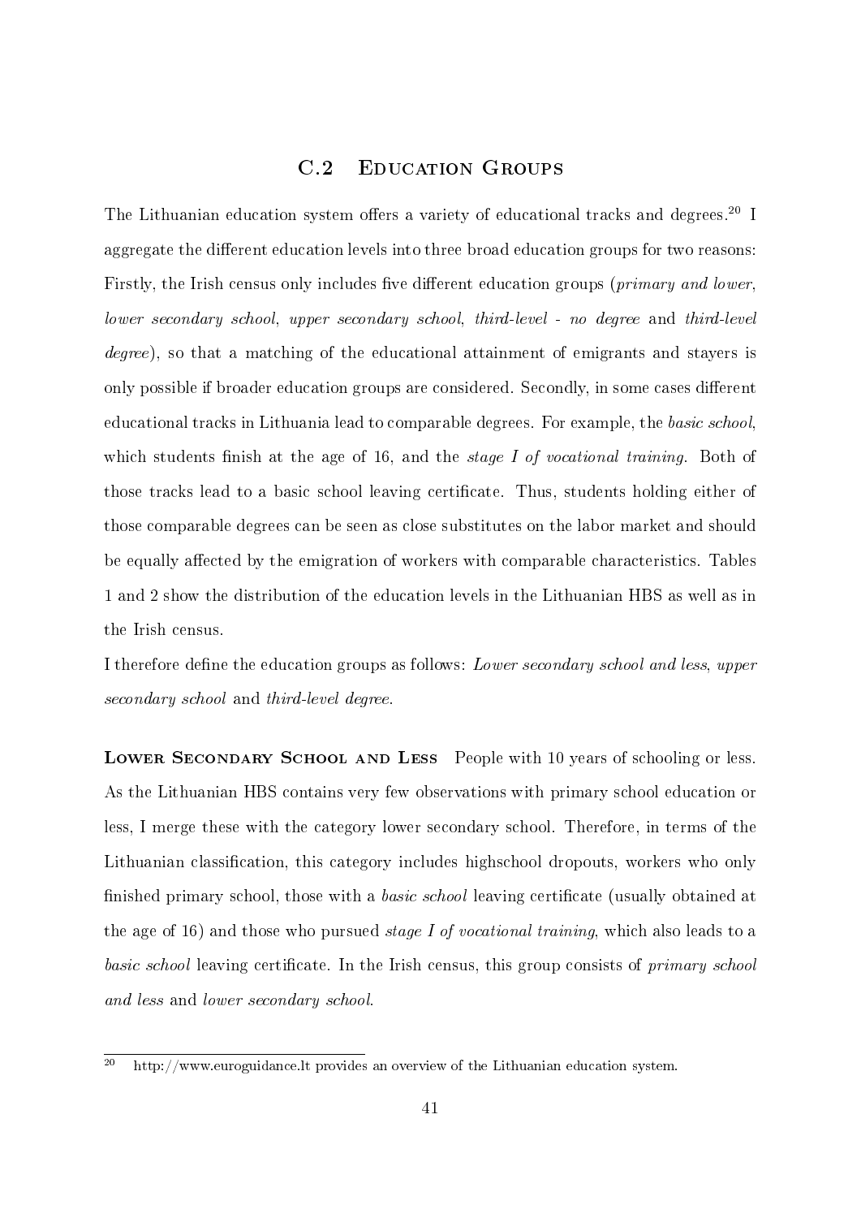## C.2 Education Groups

The Lithuanian education system offers a variety of educational tracks and degrees.[20] I aggregate the different education levels into three broad education groups for two reasons: Firstly, the Irish census only includes five different education groups (*primary and lower*, *lower secondary school*, *upper secondary school*, *third-level - no degree* and *third-level degree*), so that a matching of the educational attainment of emigrants and stayers is only possible if broader education groups are considered. Secondly, in some cases different educational tracks in Lithuania lead to comparable degrees. For example, the *basic school*, which students finish at the age of 16, and the *stage I of vocational training*. Both of those tracks lead to a basic school leaving certificate. Thus, students holding either of those comparable degrees can be seen as close substitutes on the labor market and should be equally affected by the emigration of workers with comparable characteristics. Tables 1 and 2 show the distribution of the education levels in the Lithuanian HBS as well as in the Irish census.

I therefore define the education groups as follows: *Lower secondary school and less*, *upper secondary school* and *third-level degree*.

**Lower Secondary School and Less** People with 10 years of schooling or less. As the Lithuanian HBS contains very few observations with primary school education or less, I merge these with the category lower secondary school. Therefore, in terms of the Lithuanian classification, this category includes highschool dropouts, workers who only finished primary school, those with a *basic school* leaving certificate (usually obtained at the age of 16) and those who pursued *stage I of vocational training*, which also leads to a *basic school* leaving certificate. In the Irish census, this group consists of *primary school and less* and *lower secondary school*.

[20] http://www.euroguidance.lt provides an overview of the Lithuanian education system.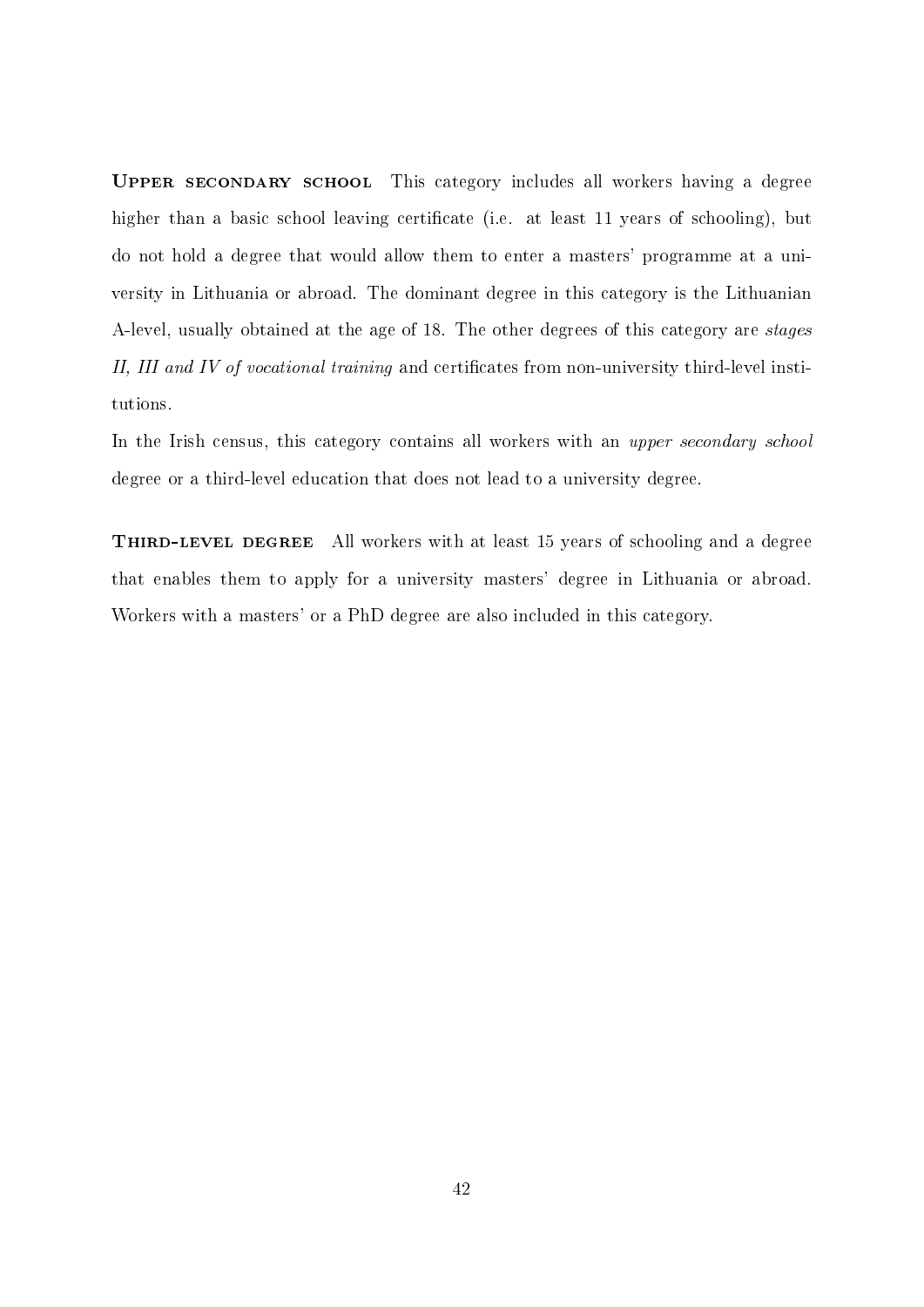**Upper secondary school** This category includes all workers having a degree higher than a basic school leaving certificate (i.e. at least 11 years of schooling), but do not hold a degree that would allow them to enter a masters' programme at a university in Lithuania or abroad. The dominant degree in this category is the Lithuanian A-level, usually obtained at the age of 18. The other degrees of this category are *stages II, III and IV of vocational training* and certificates from non-university third-level institutions.

In the Irish census, this category contains all workers with an *upper secondary school* degree or a third-level education that does not lead to a university degree.

**Third-level degree** All workers with at least 15 years of schooling and a degree that enables them to apply for a university masters' degree in Lithuania or abroad. Workers with a masters' or a PhD degree are also included in this category.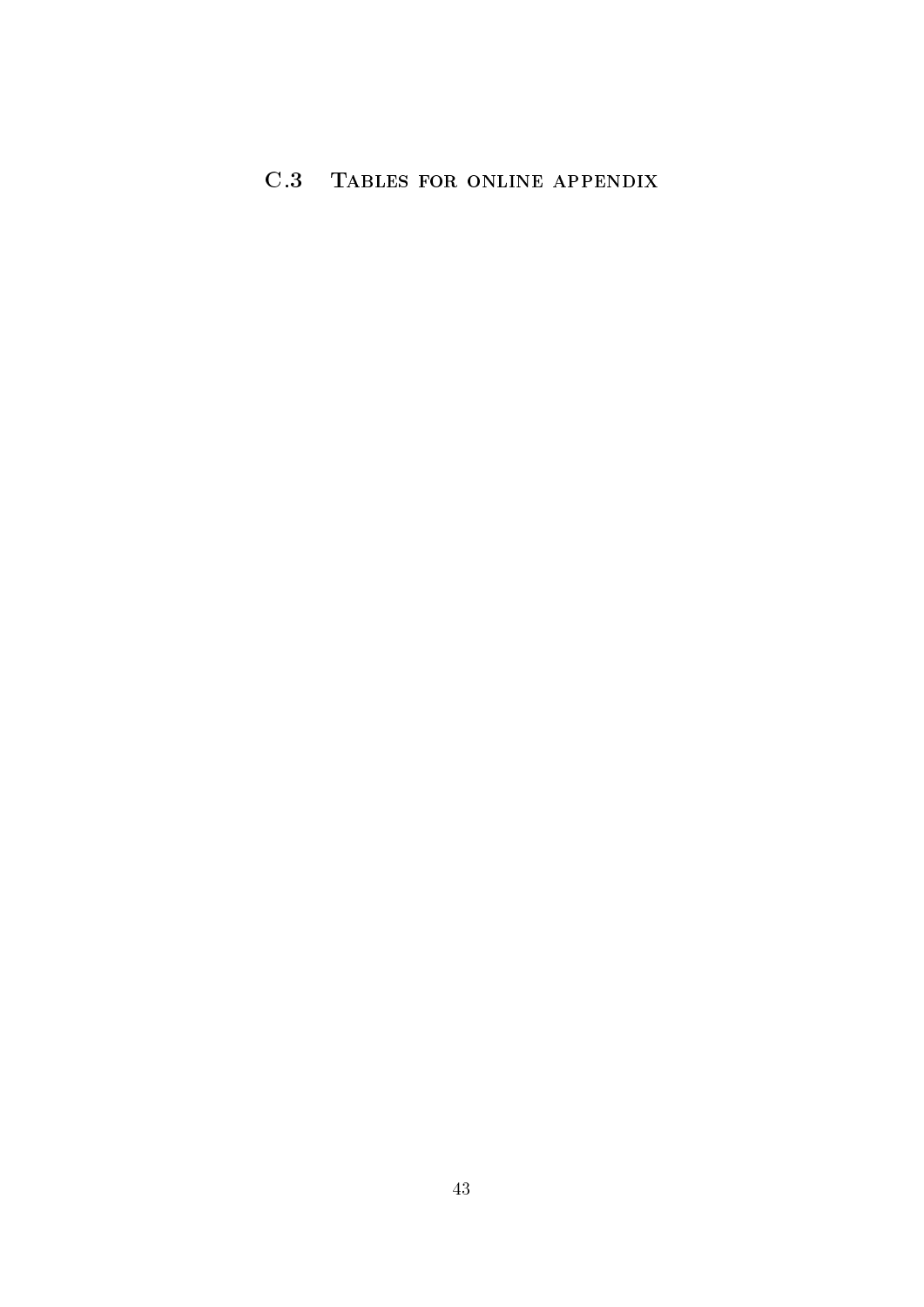### C.3 Tables for online appendix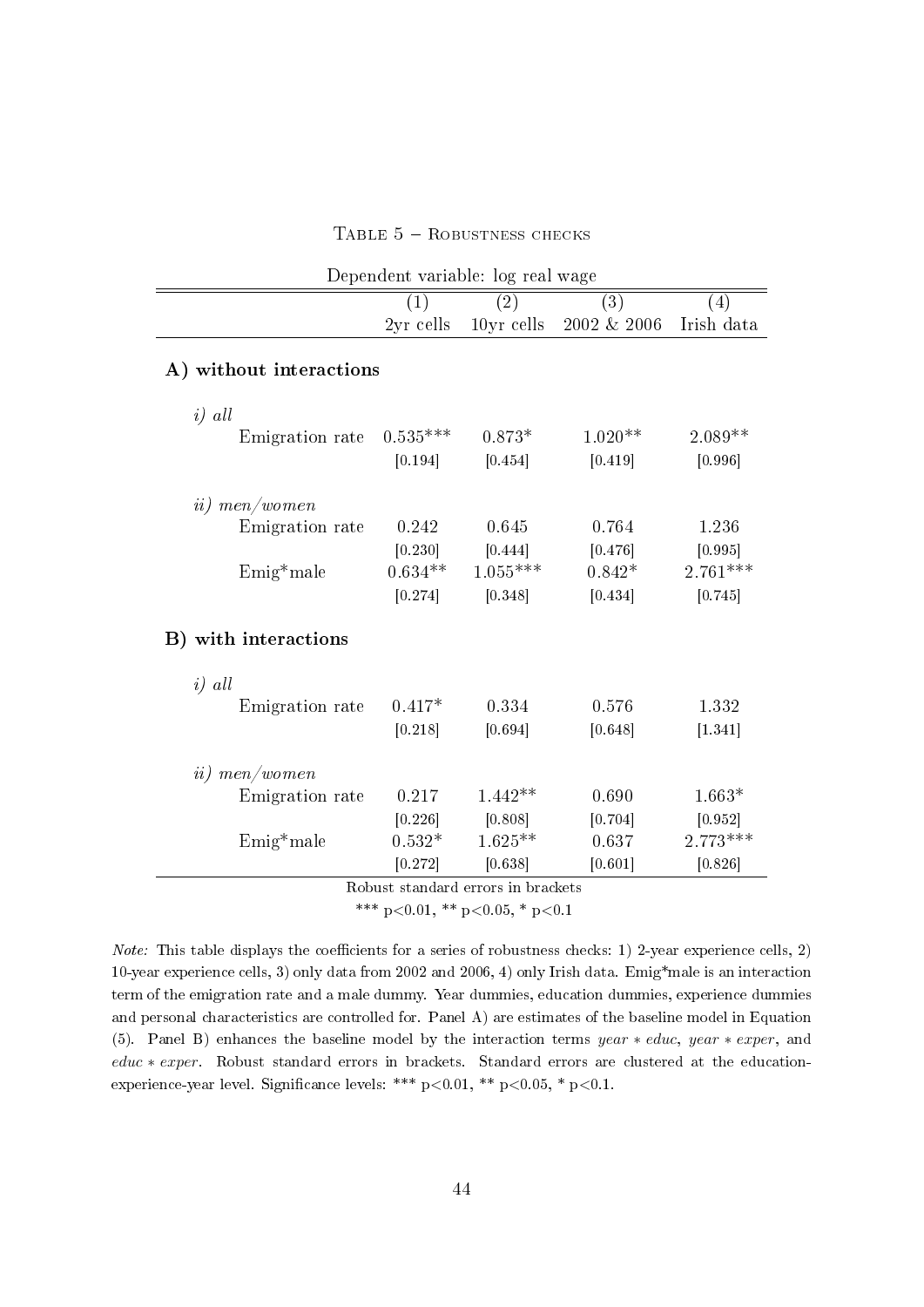Table 5 – Robustness checks

Dependent variable: log real wage

| | (1) | (2) | (3) | (4) |
|---|---|---|---|---|
| | 2yr cells | 10yr cells | 2002 & 2006 | Irish data |
| **A) without interactions** | | | | |
| *i) all* | | | | |
| Emigration rate | 0.535*** | 0.873* | 1.020** | 2.089** |
| | [0.194] | [0.454] | [0.419] | [0.996] |
| *ii) men/women* | | | | |
| Emigration rate | 0.242 | 0.645 | 0.764 | 1.236 |
| | [0.230] | [0.444] | [0.476] | [0.995] |
| Emig*male | 0.634** | 1.055*** | 0.842* | 2.761*** |
| | [0.274] | [0.348] | [0.434] | [0.745] |
| **B) with interactions** | | | | |
| *i) all* | | | | |
| Emigration rate | 0.417* | 0.334 | 0.576 | 1.332 |
| | [0.218] | [0.694] | [0.648] | [1.341] |
| *ii) men/women* | | | | |
| Emigration rate | 0.217 | 1.442** | 0.690 | 1.663* |
| | [0.226] | [0.808] | [0.704] | [0.952] |
| Emig*male | 0.532* | 1.625** | 0.637 | 2.773*** |
| | [0.272] | [0.638] | [0.601] | [0.826] |

Robust standard errors in brackets

*** p<0.01, ** p<0.05, * p<0.1

*Note:* This table displays the coefficients for a series of robustness checks: 1) 2-year experience cells, 2) 10-year experience cells, 3) only data from 2002 and 2006, 4) only Irish data. Emig*male is an interaction term of the emigration rate and a male dummy. Year dummies, education dummies, experience dummies and personal characteristics are controlled for. Panel A) are estimates of the baseline model in Equation (5). Panel B) enhances the baseline model by the interaction terms $year * educ$, $year * exper$, and $educ * exper$. Robust standard errors in brackets. Standard errors are clustered at the education-experience-year level. Significance levels: *** p<0.01, ** p<0.05, * p<0.1.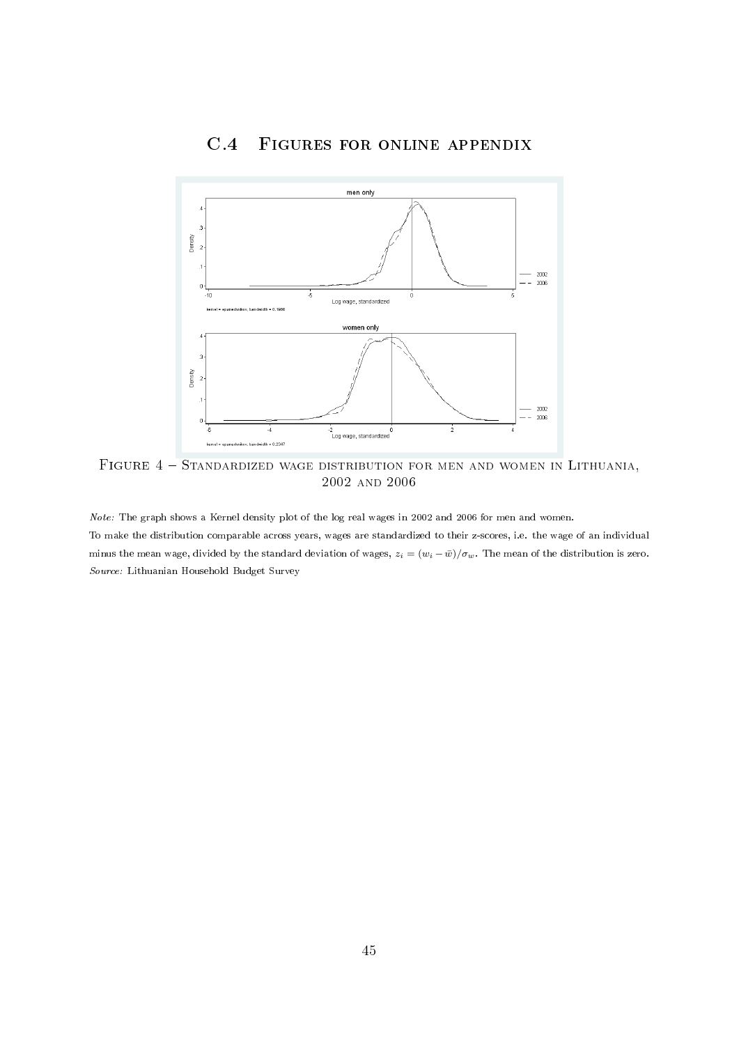## C.4 Figures for online appendix

men only

Density

.4

.3

.2

.1

0

-10

-5

0

5

Log wage, standardized

kernel = epanechnikov, bandwidth = 0.1980

2002

2006

women only

Density

.4

.3

.2

.1

0

-6

-4

-2

0

2

4

Log wage, standardized

kernel = epanechnikov, bandwidth = 0.2347

2002

2006

Figure 4 – Standardized wage distribution for men and women in Lithuania, 2002 and 2006

*Note:* The graph shows a Kernel density plot of the log real wages in 2002 and 2006 for men and women.
To make the distribution comparable across years, wages are standardized to their z-scores, i.e. the wage of an individual minus the mean wage, divided by the standard deviation of wages, $z_i = (w_i - \bar{w})/\sigma_w$. The mean of the distribution is zero.
*Source:* Lithuanian Household Budget Survey